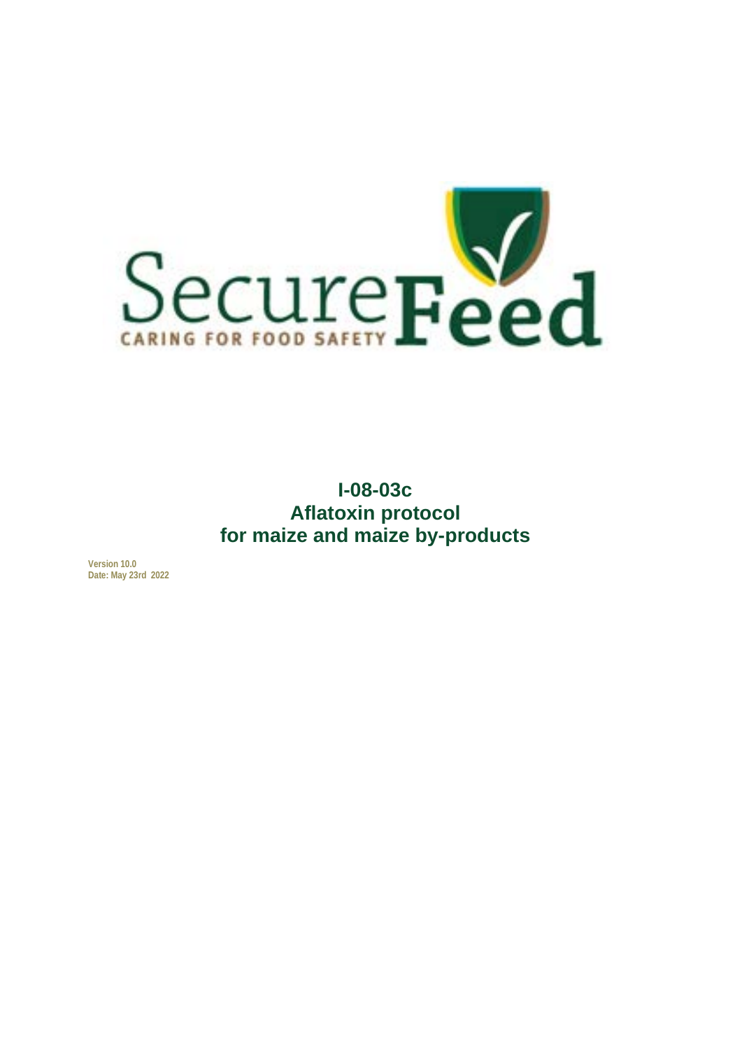SecureFeed

CARING FOR FOOD SAFETY

# I-08-03c
# Aflatoxin protocol
# for maize and maize by-products

**Version 10.0**
**Date: May 23rd 2022**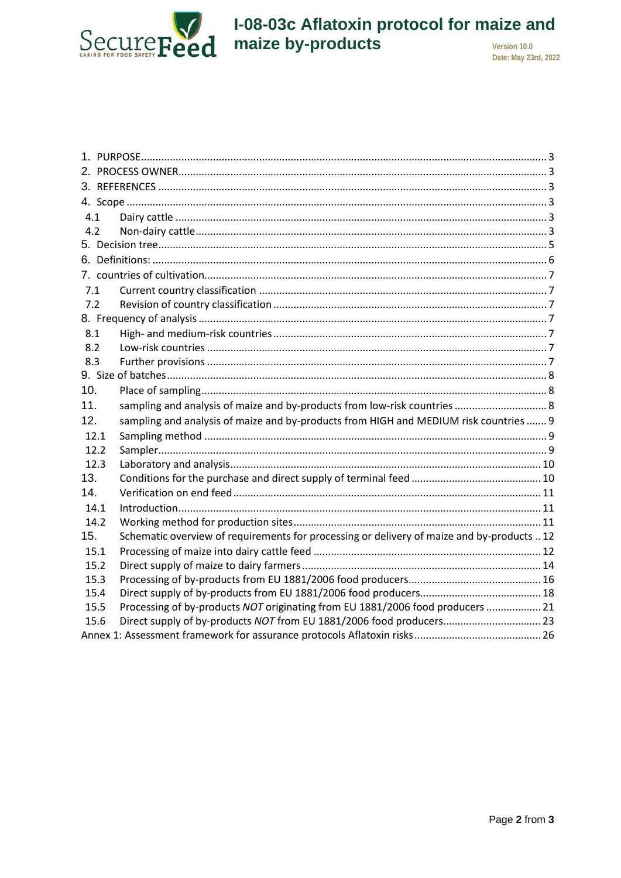1. PURPOSE ........ 3
2. PROCESS OWNER ........ 3
3. REFERENCES ........ 3
4. Scope ........ 3
   - 4.1 Dairy cattle ........ 3
   - 4.2 Non-dairy cattle ........ 3
5. Decision tree ........ 5
6. Definitions: ........ 6
7. countries of cultivation ........ 7
   - 7.1 Current country classification ........ 7
   - 7.2 Revision of country classification ........ 7
8. Frequency of analysis ........ 7
   - 8.1 High- and medium-risk countries ........ 7
   - 8.2 Low-risk countries ........ 7
   - 8.3 Further provisions ........ 7
9. Size of batches ........ 8
10. Place of sampling ........ 8
11. sampling and analysis of maize and by-products from low-risk countries ........ 8
12. sampling and analysis of maize and by-products from HIGH and MEDIUM risk countries ........ 9
    - 12.1 Sampling method ........ 9
    - 12.2 Sampler ........ 9
    - 12.3 Laboratory and analysis ........ 10
13. Conditions for the purchase and direct supply of terminal feed ........ 10
14. Verification on end feed ........ 11
    - 14.1 Introduction ........ 11
    - 14.2 Working method for production sites ........ 11
15. Schematic overview of requirements for processing or delivery of maize and by-products ........ 12
    - 15.1 Processing of maize into dairy cattle feed ........ 12
    - 15.2 Direct supply of maize to dairy farmers ........ 14
    - 15.3 Processing of by-products from EU 1881/2006 food producers ........ 16
    - 15.4 Direct supply of by-products from EU 1881/2006 food producers ........ 18
    - 15.5 Processing of by-products *NOT* originating from EU 1881/2006 food producers ........ 21
    - 15.6 Direct supply of by-products *NOT* from EU 1881/2006 food producers ........ 23

Annex 1: Assessment framework for assurance protocols Aflatoxin risks ........ 26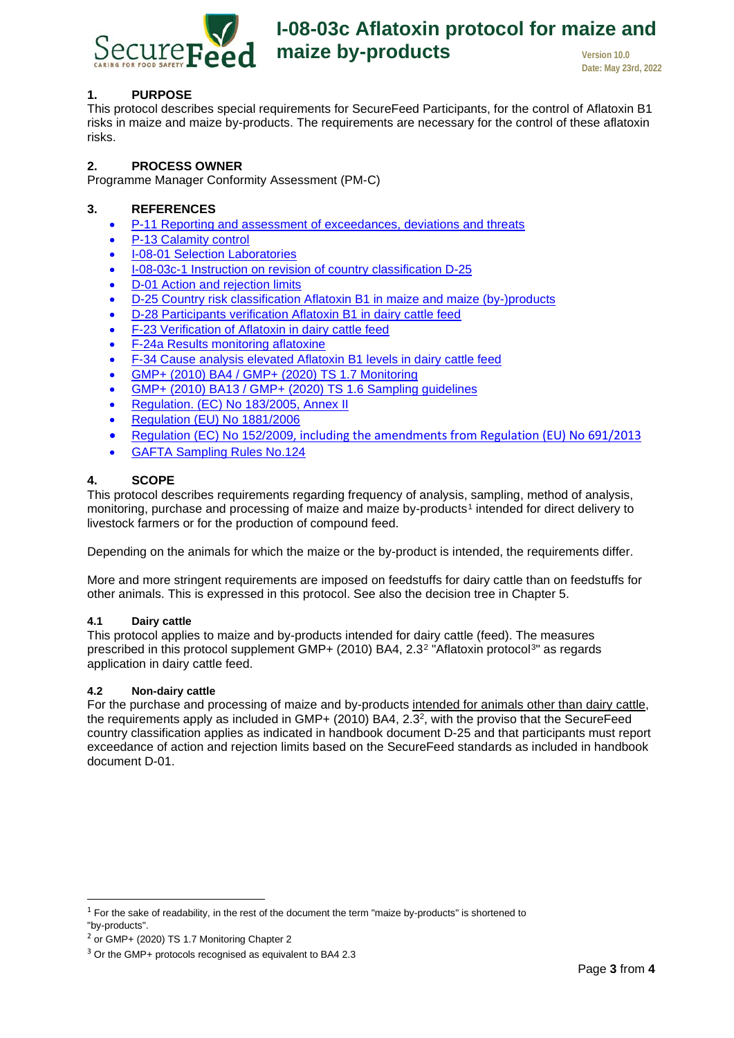## 1. PURPOSE

This protocol describes special requirements for SecureFeed Participants, for the control of Aflatoxin B1 risks in maize and maize by-products. The requirements are necessary for the control of these aflatoxin risks.

## 2. PROCESS OWNER

Programme Manager Conformity Assessment (PM-C)

## 3. REFERENCES

- P-11 Reporting and assessment of exceedances, deviations and threats
- P-13 Calamity control
- I-08-01 Selection Laboratories
- I-08-03c-1 Instruction on revision of country classification D-25
- D-01 Action and rejection limits
- D-25 Country risk classification Aflatoxin B1 in maize and maize (by-)products
- D-28 Participants verification Aflatoxin B1 in dairy cattle feed
- F-23 Verification of Aflatoxin in dairy cattle feed
- F-24a Results monitoring aflatoxine
- F-34 Cause analysis elevated Aflatoxin B1 levels in dairy cattle feed
- GMP+ (2010) BA4 / GMP+ (2020) TS 1.7 Monitoring
- GMP+ (2010) BA13 / GMP+ (2020) TS 1.6 Sampling guidelines
- Regulation. (EC) No 183/2005, Annex II
- Regulation (EU) No 1881/2006
- Regulation (EC) No 152/2009, including the amendments from Regulation (EU) No 691/2013
- GAFTA Sampling Rules No.124

## 4. SCOPE

This protocol describes requirements regarding frequency of analysis, sampling, method of analysis, monitoring, purchase and processing of maize and maize by-products[1] intended for direct delivery to livestock farmers or for the production of compound feed.

Depending on the animals for which the maize or the by-product is intended, the requirements differ.

More and more stringent requirements are imposed on feedstuffs for dairy cattle than on feedstuffs for other animals. This is expressed in this protocol. See also the decision tree in Chapter 5.

### 4.1 Dairy cattle

This protocol applies to maize and by-products intended for dairy cattle (feed). The measures prescribed in this protocol supplement GMP+ (2010) BA4, 2.3[2] "Aflatoxin protocol[3]" as regards application in dairy cattle feed.

### 4.2 Non-dairy cattle

For the purchase and processing of maize and by-products intended for animals other than dairy cattle, the requirements apply as included in GMP+ (2010) BA4, 2.3[2], with the proviso that the SecureFeed country classification applies as indicated in handbook document D-25 and that participants must report exceedance of action and rejection limits based on the SecureFeed standards as included in handbook document D-01.

---

[1] For the sake of readability, in the rest of the document the term "maize by-products" is shortened to "by-products".

[2] or GMP+ (2020) TS 1.7 Monitoring Chapter 2

[3] Or the GMP+ protocols recognised as equivalent to BA4 2.3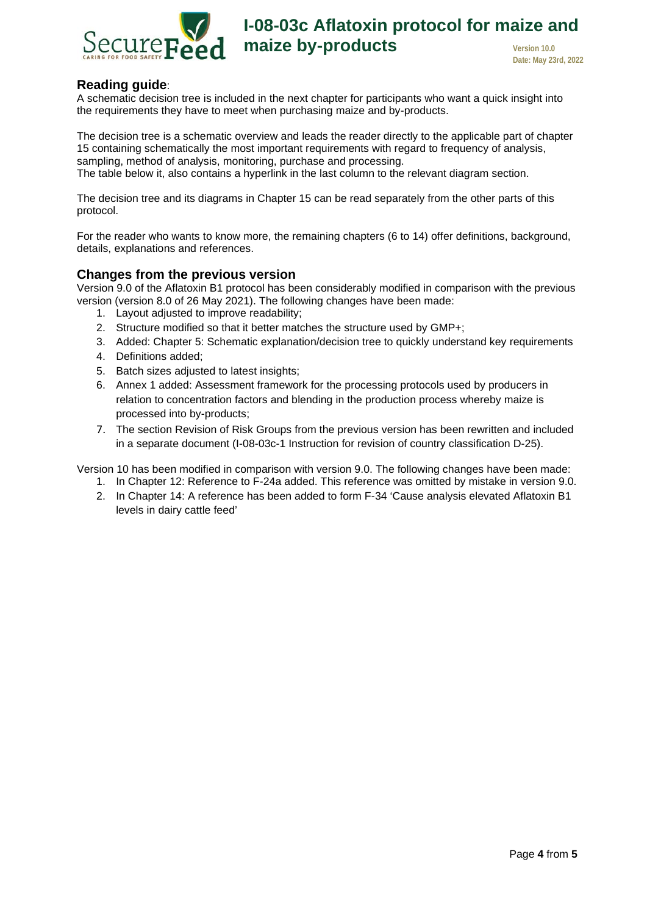## Reading guide:

A schematic decision tree is included in the next chapter for participants who want a quick insight into the requirements they have to meet when purchasing maize and by-products.

The decision tree is a schematic overview and leads the reader directly to the applicable part of chapter 15 containing schematically the most important requirements with regard to frequency of analysis, sampling, method of analysis, monitoring, purchase and processing.
The table below it, also contains a hyperlink in the last column to the relevant diagram section.

The decision tree and its diagrams in Chapter 15 can be read separately from the other parts of this protocol.

For the reader who wants to know more, the remaining chapters (6 to 14) offer definitions, background, details, explanations and references.

## Changes from the previous version

Version 9.0 of the Aflatoxin B1 protocol has been considerably modified in comparison with the previous version (version 8.0 of 26 May 2021). The following changes have been made:

1. Layout adjusted to improve readability;
2. Structure modified so that it better matches the structure used by GMP+;
3. Added: Chapter 5: Schematic explanation/decision tree to quickly understand key requirements
4. Definitions added;
5. Batch sizes adjusted to latest insights;
6. Annex 1 added: Assessment framework for the processing protocols used by producers in relation to concentration factors and blending in the production process whereby maize is processed into by-products;
7. The section Revision of Risk Groups from the previous version has been rewritten and included in a separate document (I-08-03c-1 Instruction for revision of country classification D-25).

Version 10 has been modified in comparison with version 9.0. The following changes have been made:

1. In Chapter 12: Reference to F-24a added. This reference was omitted by mistake in version 9.0.
2. In Chapter 14: A reference has been added to form F-34 'Cause analysis elevated Aflatoxin B1 levels in dairy cattle feed'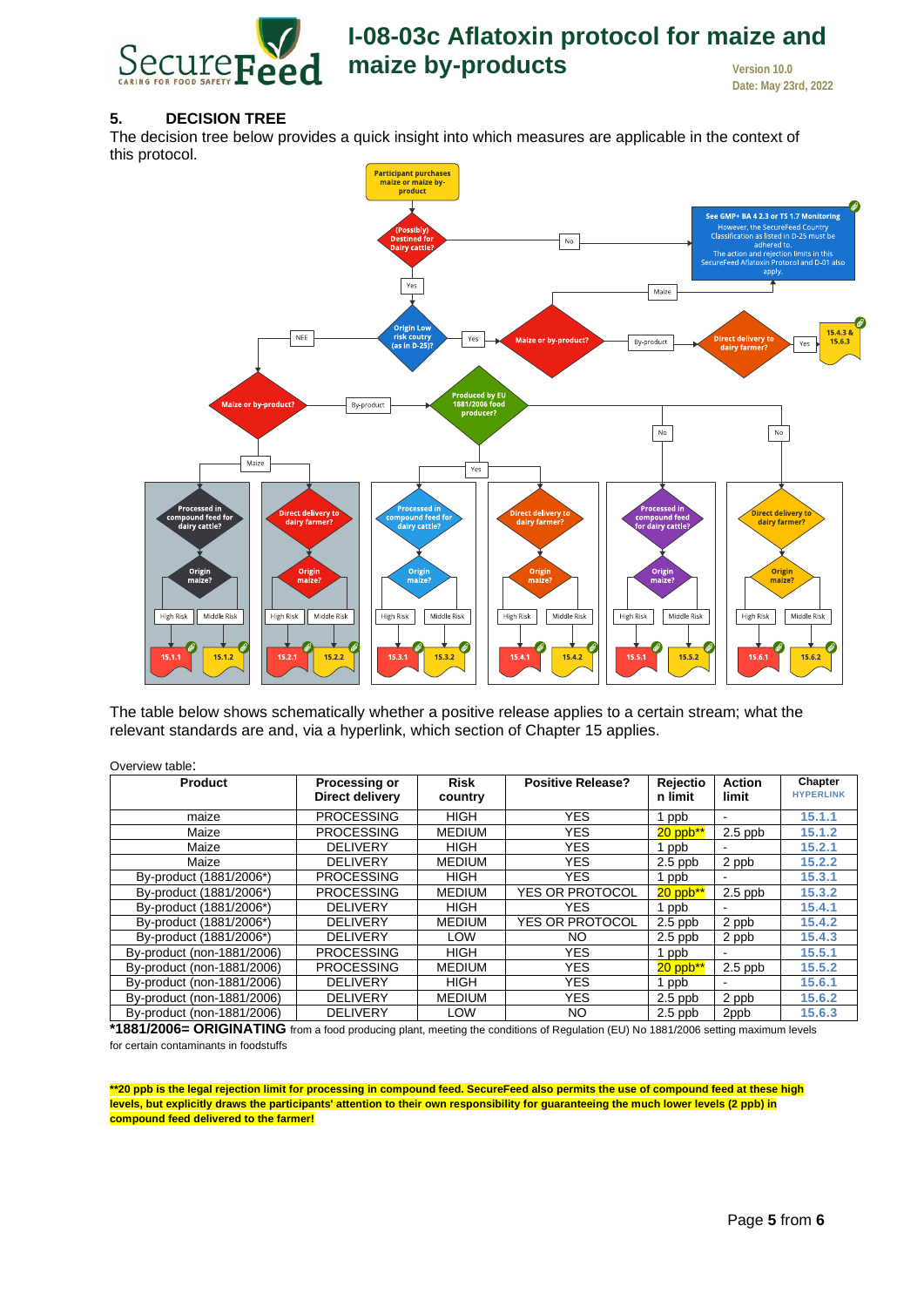## 5. DECISION TREE

The decision tree below provides a quick insight into which measures are applicable in the context of this protocol.

The table below shows schematically whether a positive release applies to a certain stream; what the relevant standards are and, via a hyperlink, which section of Chapter 15 applies.

Overview table:

| Product | Processing or Direct delivery | Risk country | Positive Release? | Rejection limit | Action limit | Chapter HYPERLINK |
|---|---|---|---|---|---|---|
| maize | PROCESSING | HIGH | YES | 1 ppb | - | 15.1.1 |
| Maize | PROCESSING | MEDIUM | YES | 20 ppb** | 2.5 ppb | 15.1.2 |
| Maize | DELIVERY | HIGH | YES | 1 ppb | - | 15.2.1 |
| Maize | DELIVERY | MEDIUM | YES | 2.5 ppb | 2 ppb | 15.2.2 |
| By-product (1881/2006*) | PROCESSING | HIGH | YES | 1 ppb | - | 15.3.1 |
| By-product (1881/2006*) | PROCESSING | MEDIUM | YES OR PROTOCOL | 20 ppb** | 2.5 ppb | 15.3.2 |
| By-product (1881/2006*) | DELIVERY | HIGH | YES | 1 ppb | - | 15.4.1 |
| By-product (1881/2006*) | DELIVERY | MEDIUM | YES OR PROTOCOL | 2.5 ppb | 2 ppb | 15.4.2 |
| By-product (1881/2006*) | DELIVERY | LOW | NO | 2.5 ppb | 2 ppb | 15.4.3 |
| By-product (non-1881/2006) | PROCESSING | HIGH | YES | 1 ppb | - | 15.5.1 |
| By-product (non-1881/2006) | PROCESSING | MEDIUM | YES | 20 ppb** | 2.5 ppb | 15.5.2 |
| By-product (non-1881/2006) | DELIVERY | HIGH | YES | 1 ppb | - | 15.6.1 |
| By-product (non-1881/2006) | DELIVERY | MEDIUM | YES | 2.5 ppb | 2 ppb | 15.6.2 |
| By-product (non-1881/2006) | DELIVERY | LOW | NO | 2.5 ppb | 2ppb | 15.6.3 |

***1881/2006= ORIGINATING** from a food producing plant, meeting the conditions of Regulation (EU) No 1881/2006 setting maximum levels for certain contaminants in foodstuffs

****20 ppb is the legal rejection limit for processing in compound feed. SecureFeed also permits the use of compound feed at these high levels, but explicitly draws the participants' attention to their own responsibility for guaranteeing the much lower levels (2 ppb) in compound feed delivered to the farmer!**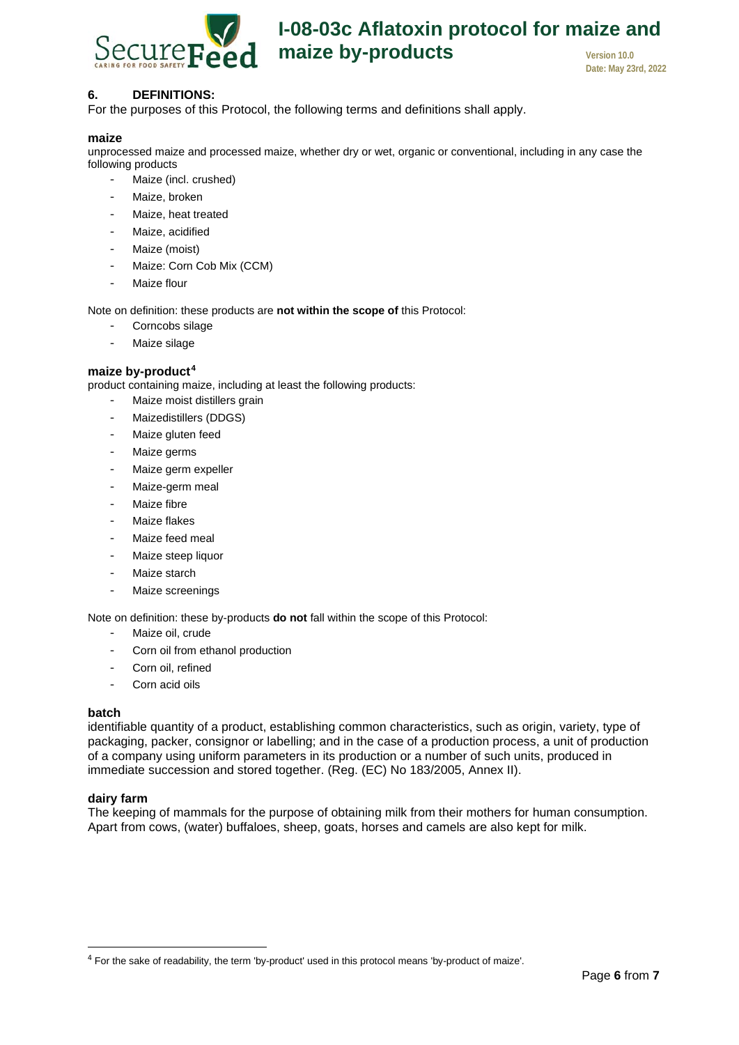## 6. DEFINITIONS:

For the purposes of this Protocol, the following terms and definitions shall apply.

**maize**

unprocessed maize and processed maize, whether dry or wet, organic or conventional, including in any case the following products

- Maize (incl. crushed)
- Maize, broken
- Maize, heat treated
- Maize, acidified
- Maize (moist)
- Maize: Corn Cob Mix (CCM)
- Maize flour

Note on definition: these products are **not within the scope of** this Protocol:

- Corncobs silage
- Maize silage

**maize by-product**[4]

product containing maize, including at least the following products:

- Maize moist distillers grain
- Maizedistillers (DDGS)
- Maize gluten feed
- Maize germs
- Maize germ expeller
- Maize-germ meal
- Maize fibre
- Maize flakes
- Maize feed meal
- Maize steep liquor
- Maize starch
- Maize screenings

Note on definition: these by-products **do not** fall within the scope of this Protocol:

- Maize oil, crude
- Corn oil from ethanol production
- Corn oil, refined
- Corn acid oils

**batch**

identifiable quantity of a product, establishing common characteristics, such as origin, variety, type of packaging, packer, consignor or labelling; and in the case of a production process, a unit of production of a company using uniform parameters in its production or a number of such units, produced in immediate succession and stored together. (Reg. (EC) No 183/2005, Annex II).

**dairy farm**

The keeping of mammals for the purpose of obtaining milk from their mothers for human consumption. Apart from cows, (water) buffaloes, sheep, goats, horses and camels are also kept for milk.

---

[4] For the sake of readability, the term 'by-product' used in this protocol means 'by-product of maize'.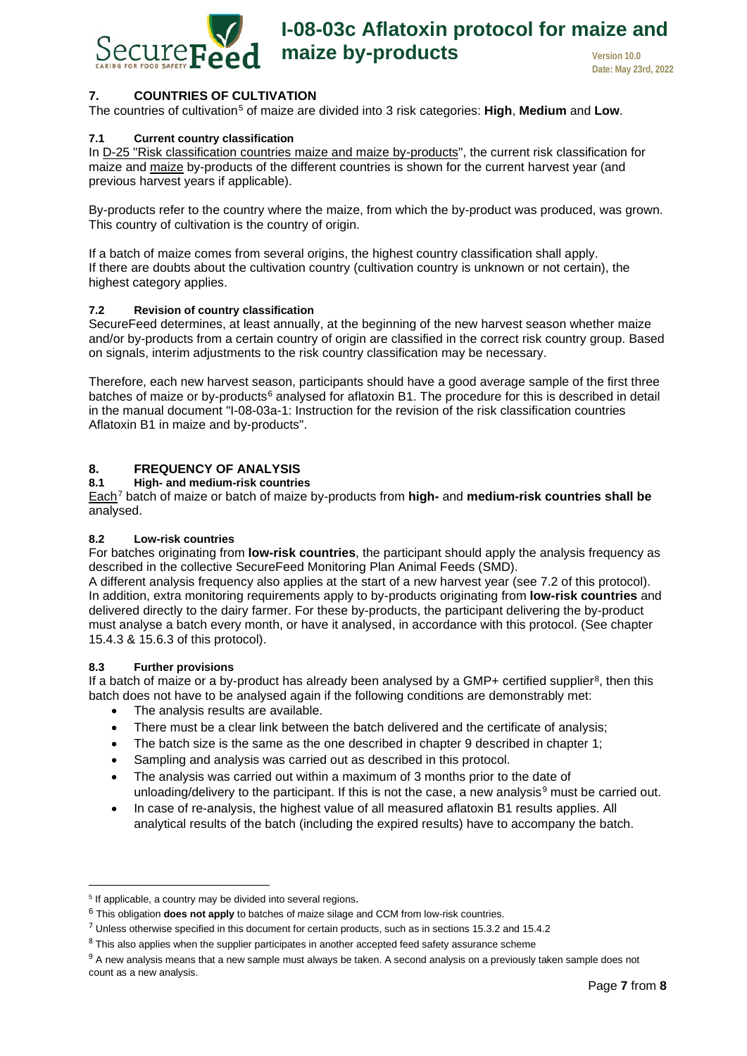## 7. COUNTRIES OF CULTIVATION

The countries of cultivation[5] of maize are divided into 3 risk categories: **High**, **Medium** and **Low**.

### 7.1 Current country classification

In D-25 "Risk classification countries maize and maize by-products", the current risk classification for maize and maize by-products of the different countries is shown for the current harvest year (and previous harvest years if applicable).

By-products refer to the country where the maize, from which the by-product was produced, was grown. This country of cultivation is the country of origin.

If a batch of maize comes from several origins, the highest country classification shall apply.
If there are doubts about the cultivation country (cultivation country is unknown or not certain), the highest category applies.

### 7.2 Revision of country classification

SecureFeed determines, at least annually, at the beginning of the new harvest season whether maize and/or by-products from a certain country of origin are classified in the correct risk country group. Based on signals, interim adjustments to the risk country classification may be necessary.

Therefore, each new harvest season, participants should have a good average sample of the first three batches of maize or by-products[6] analysed for aflatoxin B1. The procedure for this is described in detail in the manual document "I-08-03a-1: Instruction for the revision of the risk classification countries Aflatoxin B1 in maize and by-products".

## 8. FREQUENCY OF ANALYSIS

### 8.1 High- and medium-risk countries

Each[7] batch of maize or batch of maize by-products from **high-** and **medium-risk countries shall be** analysed.

### 8.2 Low-risk countries

For batches originating from **low-risk countries**, the participant should apply the analysis frequency as described in the collective SecureFeed Monitoring Plan Animal Feeds (SMD).
A different analysis frequency also applies at the start of a new harvest year (see 7.2 of this protocol).
In addition, extra monitoring requirements apply to by-products originating from **low-risk countries** and delivered directly to the dairy farmer. For these by-products, the participant delivering the by-product must analyse a batch every month, or have it analysed, in accordance with this protocol. (See chapter 15.4.3 & 15.6.3 of this protocol).

### 8.3 Further provisions

If a batch of maize or a by-product has already been analysed by a GMP+ certified supplier[8], then this batch does not have to be analysed again if the following conditions are demonstrably met:

- The analysis results are available.
- There must be a clear link between the batch delivered and the certificate of analysis;
- The batch size is the same as the one described in chapter 9 described in chapter 1;
- Sampling and analysis was carried out as described in this protocol.
- The analysis was carried out within a maximum of 3 months prior to the date of unloading/delivery to the participant. If this is not the case, a new analysis[9] must be carried out.
- In case of re-analysis, the highest value of all measured aflatoxin B1 results applies. All analytical results of the batch (including the expired results) have to accompany the batch.

---

[5] If applicable, a country may be divided into several regions.

[6] This obligation **does not apply** to batches of maize silage and CCM from low-risk countries.

[7] Unless otherwise specified in this document for certain products, such as in sections 15.3.2 and 15.4.2

[8] This also applies when the supplier participates in another accepted feed safety assurance scheme

[9] A new analysis means that a new sample must always be taken. A second analysis on a previously taken sample does not count as a new analysis.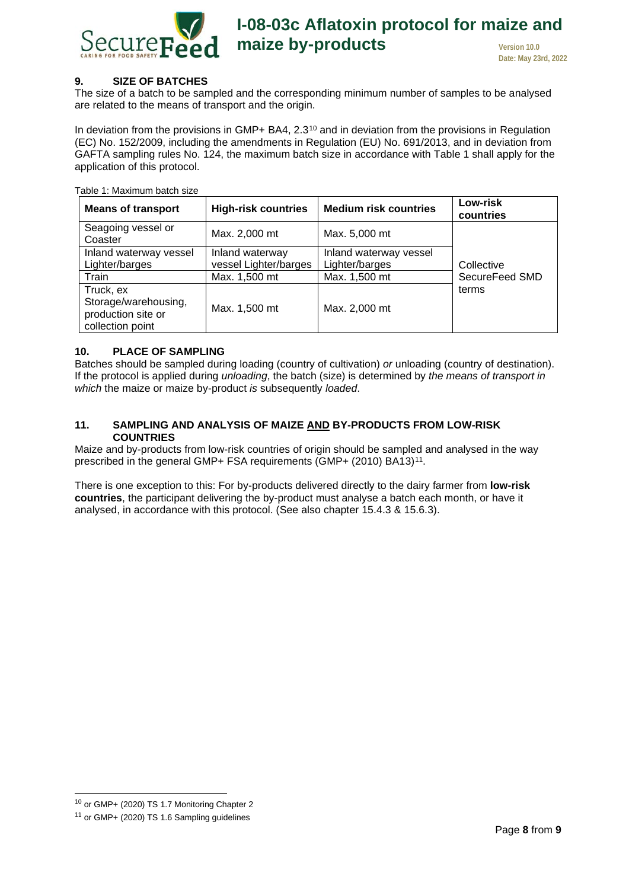## 9. SIZE OF BATCHES

The size of a batch to be sampled and the corresponding minimum number of samples to be analysed are related to the means of transport and the origin.

In deviation from the provisions in GMP+ BA4, 2.3[10] and in deviation from the provisions in Regulation (EC) No. 152/2009, including the amendments in Regulation (EU) No. 691/2013, and in deviation from GAFTA sampling rules No. 124, the maximum batch size in accordance with Table 1 shall apply for the application of this protocol.

Table 1: Maximum batch size

| Means of transport | High-risk countries | Medium risk countries | Low-risk countries |
|---|---|---|---|
| Seagoing vessel or Coaster | Max. 2,000 mt | Max. 5,000 mt | Collective SecureFeed SMD terms |
| Inland waterway vessel Lighter/barges | Inland waterway vessel Lighter/barges | Inland waterway vessel Lighter/barges | |
| Train | Max. 1,500 mt | Max. 1,500 mt | |
| Truck, ex Storage/warehousing, production site or collection point | Max. 1,500 mt | Max. 2,000 mt | |

## 10. PLACE OF SAMPLING

Batches should be sampled during loading (country of cultivation) *or* unloading (country of destination). If the protocol is applied during *unloading*, the batch (size) is determined by *the means of transport in which* the maize or maize by-product *is* subsequently *loaded*.

## 11. SAMPLING AND ANALYSIS OF MAIZE AND BY-PRODUCTS FROM LOW-RISK COUNTRIES

Maize and by-products from low-risk countries of origin should be sampled and analysed in the way prescribed in the general GMP+ FSA requirements (GMP+ (2010) BA13)[11].

There is one exception to this: For by-products delivered directly to the dairy farmer from **low-risk countries**, the participant delivering the by-product must analyse a batch each month, or have it analysed, in accordance with this protocol. (See also chapter 15.4.3 & 15.6.3).

---

[10] or GMP+ (2020) TS 1.7 Monitoring Chapter 2

[11] or GMP+ (2020) TS 1.6 Sampling guidelines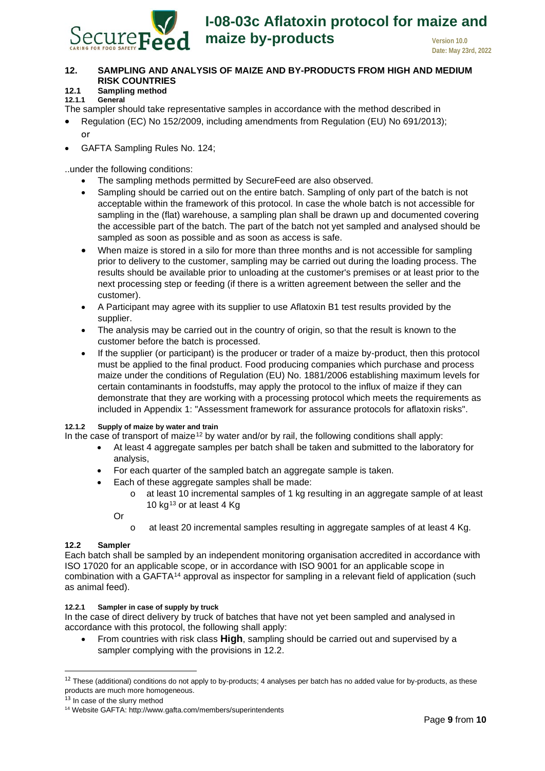## 12. SAMPLING AND ANALYSIS OF MAIZE AND BY-PRODUCTS FROM HIGH AND MEDIUM RISK COUNTRIES

### 12.1 Sampling method

#### 12.1.1 General

The sampler should take representative samples in accordance with the method described in

- Regulation (EC) No 152/2009, including amendments from Regulation (EU) No 691/2013); or
- GAFTA Sampling Rules No. 124;

..under the following conditions:

- The sampling methods permitted by SecureFeed are also observed.
- Sampling should be carried out on the entire batch. Sampling of only part of the batch is not acceptable within the framework of this protocol. In case the whole batch is not accessible for sampling in the (flat) warehouse, a sampling plan shall be drawn up and documented covering the accessible part of the batch. The part of the batch not yet sampled and analysed should be sampled as soon as possible and as soon as access is safe.
- When maize is stored in a silo for more than three months and is not accessible for sampling prior to delivery to the customer, sampling may be carried out during the loading process. The results should be available prior to unloading at the customer's premises or at least prior to the next processing step or feeding (if there is a written agreement between the seller and the customer).
- A Participant may agree with its supplier to use Aflatoxin B1 test results provided by the supplier.
- The analysis may be carried out in the country of origin, so that the result is known to the customer before the batch is processed.
- If the supplier (or participant) is the producer or trader of a maize by-product, then this protocol must be applied to the final product. Food producing companies which purchase and process maize under the conditions of Regulation (EU) No. 1881/2006 establishing maximum levels for certain contaminants in foodstuffs, may apply the protocol to the influx of maize if they can demonstrate that they are working with a processing protocol which meets the requirements as included in Appendix 1: "Assessment framework for assurance protocols for aflatoxin risks".

#### 12.1.2 Supply of maize by water and train

In the case of transport of maize[12] by water and/or by rail, the following conditions shall apply:

- At least 4 aggregate samples per batch shall be taken and submitted to the laboratory for analysis,
- For each quarter of the sampled batch an aggregate sample is taken.
- Each of these aggregate samples shall be made:
  - at least 10 incremental samples of 1 kg resulting in an aggregate sample of at least 10 kg[13] or at least 4 Kg

  Or

  - at least 20 incremental samples resulting in aggregate samples of at least 4 Kg.

### 12.2 Sampler

Each batch shall be sampled by an independent monitoring organisation accredited in accordance with ISO 17020 for an applicable scope, or in accordance with ISO 9001 for an applicable scope in combination with a GAFTA[14] approval as inspector for sampling in a relevant field of application (such as animal feed).

#### 12.2.1 Sampler in case of supply by truck

In the case of direct delivery by truck of batches that have not yet been sampled and analysed in accordance with this protocol, the following shall apply:

- From countries with risk class **High**, sampling should be carried out and supervised by a sampler complying with the provisions in 12.2.

---

[12] These (additional) conditions do not apply to by-products; 4 analyses per batch has no added value for by-products, as these products are much more homogeneous.

[13] In case of the slurry method

[14] Website GAFTA: http://www.gafta.com/members/superintendents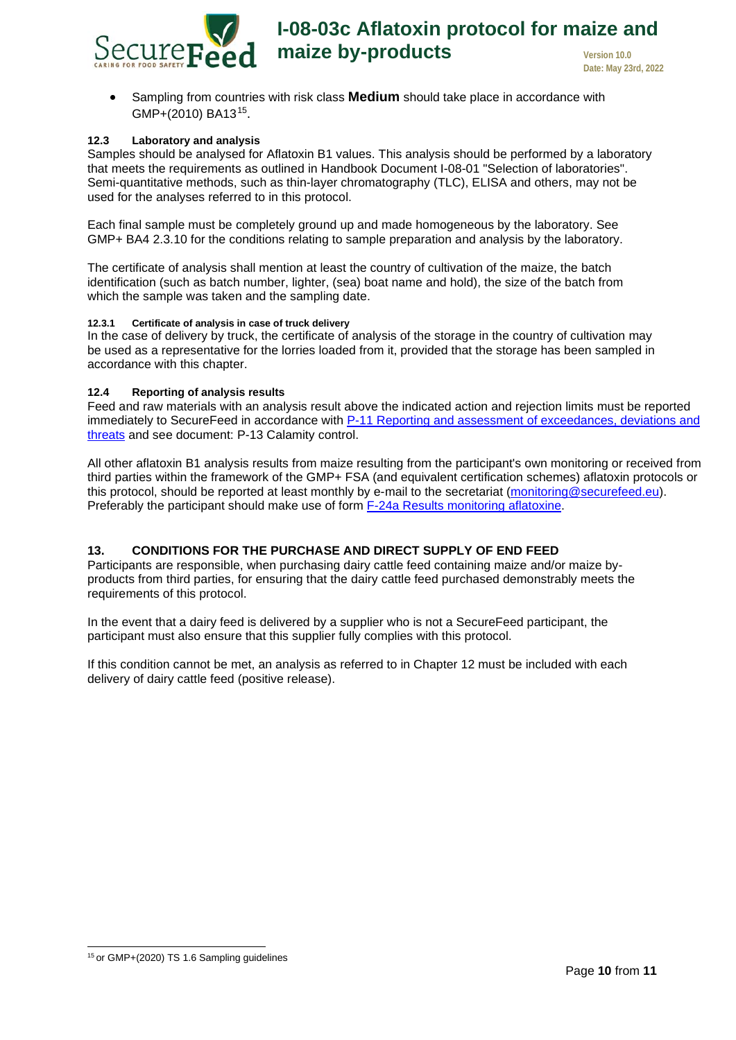- Sampling from countries with risk class **Medium** should take place in accordance with GMP+(2010) BA13[15].

### 12.3 Laboratory and analysis

Samples should be analysed for Aflatoxin B1 values. This analysis should be performed by a laboratory that meets the requirements as outlined in Handbook Document I-08-01 "Selection of laboratories". Semi-quantitative methods, such as thin-layer chromatography (TLC), ELISA and others, may not be used for the analyses referred to in this protocol.

Each final sample must be completely ground up and made homogeneous by the laboratory. See GMP+ BA4 2.3.10 for the conditions relating to sample preparation and analysis by the laboratory.

The certificate of analysis shall mention at least the country of cultivation of the maize, the batch identification (such as batch number, lighter, (sea) boat name and hold), the size of the batch from which the sample was taken and the sampling date.

#### 12.3.1 Certificate of analysis in case of truck delivery

In the case of delivery by truck, the certificate of analysis of the storage in the country of cultivation may be used as a representative for the lorries loaded from it, provided that the storage has been sampled in accordance with this chapter.

### 12.4 Reporting of analysis results

Feed and raw materials with an analysis result above the indicated action and rejection limits must be reported immediately to SecureFeed in accordance with P-11 Reporting and assessment of exceedances, deviations and threats and see document: P-13 Calamity control.

All other aflatoxin B1 analysis results from maize resulting from the participant's own monitoring or received from third parties within the framework of the GMP+ FSA (and equivalent certification schemes) aflatoxin protocols or this protocol, should be reported at least monthly by e-mail to the secretariat (monitoring@securefeed.eu). Preferably the participant should make use of form F-24a Results monitoring aflatoxine.

## 13. CONDITIONS FOR THE PURCHASE AND DIRECT SUPPLY OF END FEED

Participants are responsible, when purchasing dairy cattle feed containing maize and/or maize by-products from third parties, for ensuring that the dairy cattle feed purchased demonstrably meets the requirements of this protocol.

In the event that a dairy feed is delivered by a supplier who is not a SecureFeed participant, the participant must also ensure that this supplier fully complies with this protocol.

If this condition cannot be met, an analysis as referred to in Chapter 12 must be included with each delivery of dairy cattle feed (positive release).

---

[15] or GMP+(2020) TS 1.6 Sampling guidelines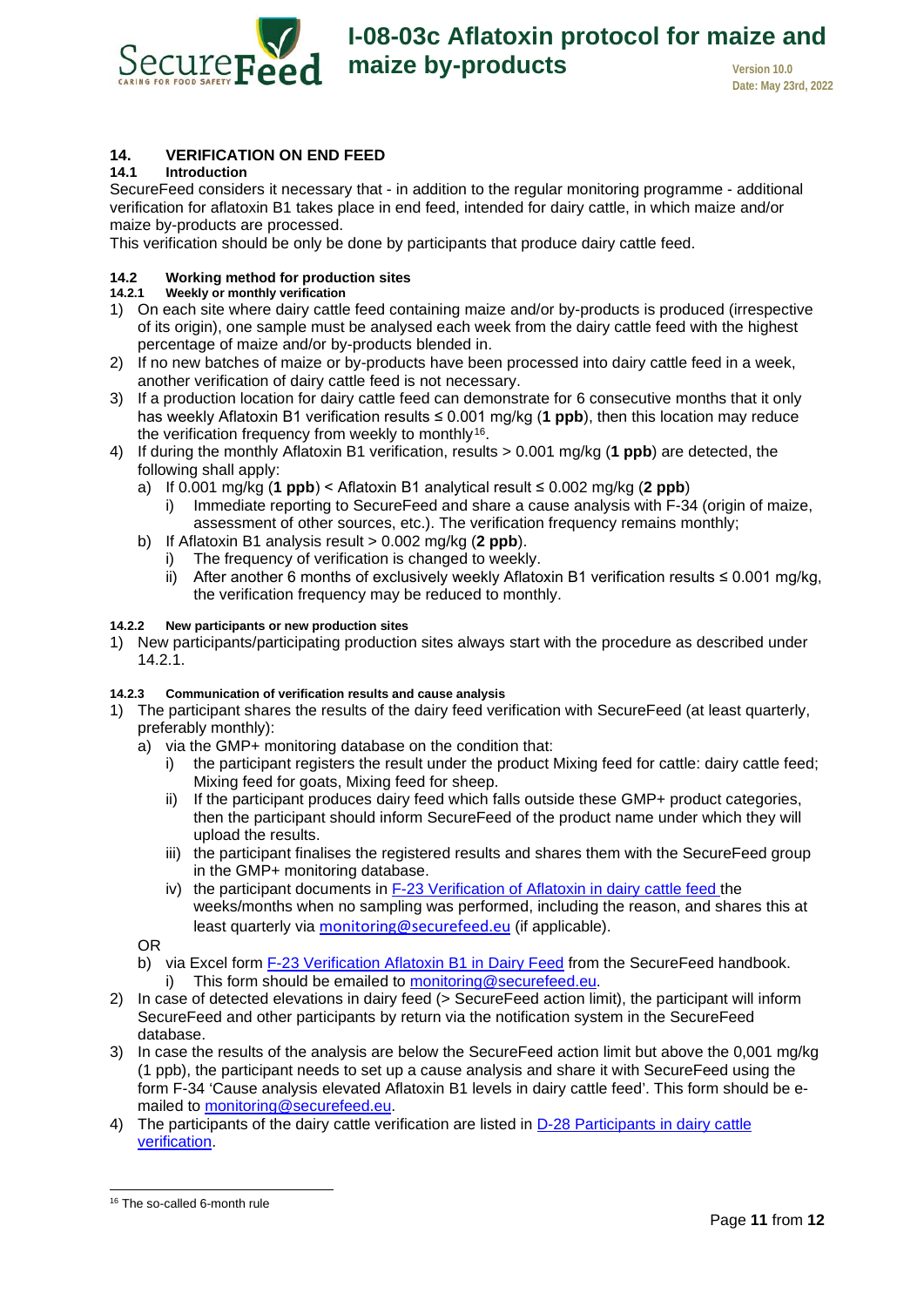## 14. VERIFICATION ON END FEED

### 14.1 Introduction

SecureFeed considers it necessary that - in addition to the regular monitoring programme - additional verification for aflatoxin B1 takes place in end feed, intended for dairy cattle, in which maize and/or maize by-products are processed.

This verification should be only be done by participants that produce dairy cattle feed.

### 14.2 Working method for production sites

#### 14.2.1 Weekly or monthly verification

1) On each site where dairy cattle feed containing maize and/or by-products is produced (irrespective of its origin), one sample must be analysed each week from the dairy cattle feed with the highest percentage of maize and/or by-products blended in.
2) If no new batches of maize or by-products have been processed into dairy cattle feed in a week, another verification of dairy cattle feed is not necessary.
3) If a production location for dairy cattle feed can demonstrate for 6 consecutive months that it only has weekly Aflatoxin B1 verification results ≤ 0.001 mg/kg (**1 ppb**), then this location may reduce the verification frequency from weekly to monthly[16].
4) If during the monthly Aflatoxin B1 verification, results > 0.001 mg/kg (**1 ppb**) are detected, the following shall apply:
   a) If 0.001 mg/kg (**1 ppb**) < Aflatoxin B1 analytical result ≤ 0.002 mg/kg (**2 ppb**)
      i) Immediate reporting to SecureFeed and share a cause analysis with F-34 (origin of maize, assessment of other sources, etc.). The verification frequency remains monthly;
   b) If Aflatoxin B1 analysis result > 0.002 mg/kg (**2 ppb**).
      i) The frequency of verification is changed to weekly.
      ii) After another 6 months of exclusively weekly Aflatoxin B1 verification results ≤ 0.001 mg/kg, the verification frequency may be reduced to monthly.

#### 14.2.2 New participants or new production sites

1) New participants/participating production sites always start with the procedure as described under 14.2.1.

#### 14.2.3 Communication of verification results and cause analysis

1) The participant shares the results of the dairy feed verification with SecureFeed (at least quarterly, preferably monthly):
   a) via the GMP+ monitoring database on the condition that:
      i) the participant registers the result under the product Mixing feed for cattle: dairy cattle feed; Mixing feed for goats, Mixing feed for sheep.
      ii) If the participant produces dairy feed which falls outside these GMP+ product categories, then the participant should inform SecureFeed of the product name under which they will upload the results.
      iii) the participant finalises the registered results and shares them with the SecureFeed group in the GMP+ monitoring database.
      iv) the participant documents in F-23 Verification of Aflatoxin in dairy cattle feed the weeks/months when no sampling was performed, including the reason, and shares this at least quarterly via monitoring@securefeed.eu (if applicable).

   OR

   b) via Excel form F-23 Verification Aflatoxin B1 in Dairy Feed from the SecureFeed handbook.
      i) This form should be emailed to monitoring@securefeed.eu.
2) In case of detected elevations in dairy feed (> SecureFeed action limit), the participant will inform SecureFeed and other participants by return via the notification system in the SecureFeed database.
3) In case the results of the analysis are below the SecureFeed action limit but above the 0,001 mg/kg (1 ppb), the participant needs to set up a cause analysis and share it with SecureFeed using the form F-34 'Cause analysis elevated Aflatoxin B1 levels in dairy cattle feed'. This form should be e-mailed to monitoring@securefeed.eu.
4) The participants of the dairy cattle verification are listed in D-28 Participants in dairy cattle verification.

[16] The so-called 6-month rule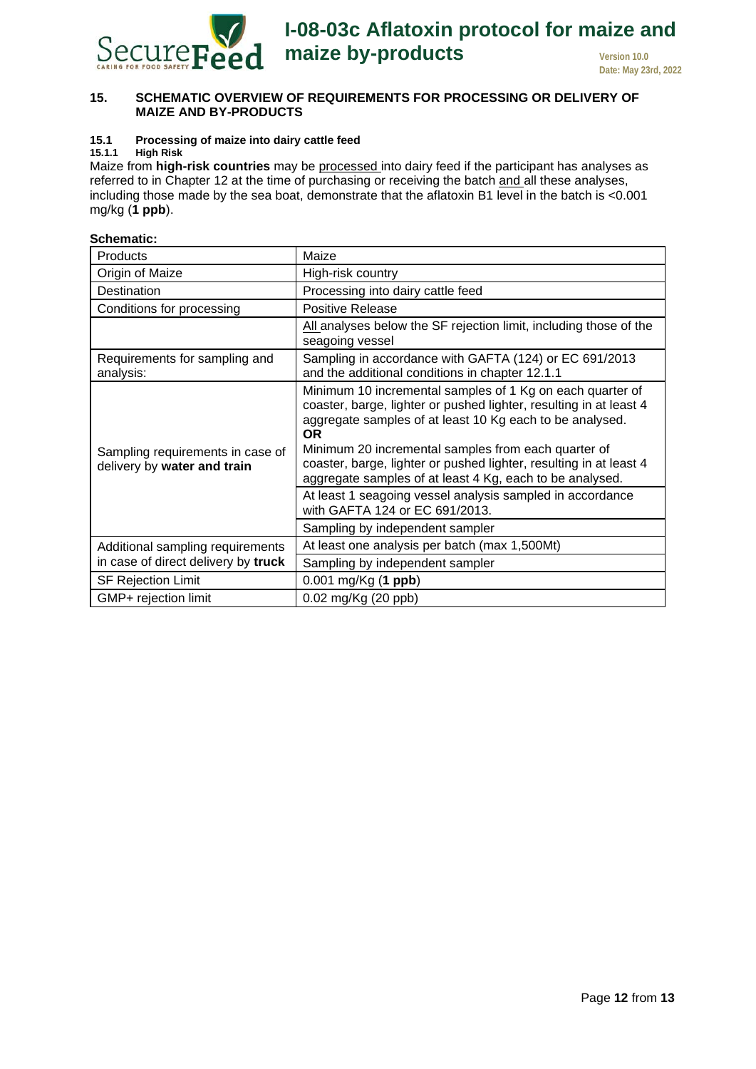## 15. SCHEMATIC OVERVIEW OF REQUIREMENTS FOR PROCESSING OR DELIVERY OF MAIZE AND BY-PRODUCTS

### 15.1 Processing of maize into dairy cattle feed

#### 15.1.1 High Risk

Maize from **high-risk countries** may be processed into dairy feed if the participant has analyses as referred to in Chapter 12 at the time of purchasing or receiving the batch and all these analyses, including those made by the sea boat, demonstrate that the aflatoxin B1 level in the batch is <0.001 mg/kg (**1 ppb**).

**Schematic:**

| Products | Maize |
|---|---|
| Origin of Maize | High-risk country |
| Destination | Processing into dairy cattle feed |
| Conditions for processing | Positive Release |
| | All analyses below the SF rejection limit, including those of the seagoing vessel |
| Requirements for sampling and analysis: | Sampling in accordance with GAFTA (124) or EC 691/2013 and the additional conditions in chapter 12.1.1 |
| Sampling requirements in case of delivery by **water and train** | Minimum 10 incremental samples of 1 Kg on each quarter of coaster, barge, lighter or pushed lighter, resulting in at least 4 aggregate samples of at least 10 Kg each to be analysed.<br>**OR**<br>Minimum 20 incremental samples from each quarter of coaster, barge, lighter or pushed lighter, resulting in at least 4 aggregate samples of at least 4 Kg, each to be analysed. |
| | At least 1 seagoing vessel analysis sampled in accordance with GAFTA 124 or EC 691/2013. |
| | Sampling by independent sampler |
| Additional sampling requirements in case of direct delivery by **truck** | At least one analysis per batch (max 1,500Mt) |
| | Sampling by independent sampler |
| SF Rejection Limit | 0.001 mg/Kg (**1 ppb**) |
| GMP+ rejection limit | 0.02 mg/Kg (20 ppb) |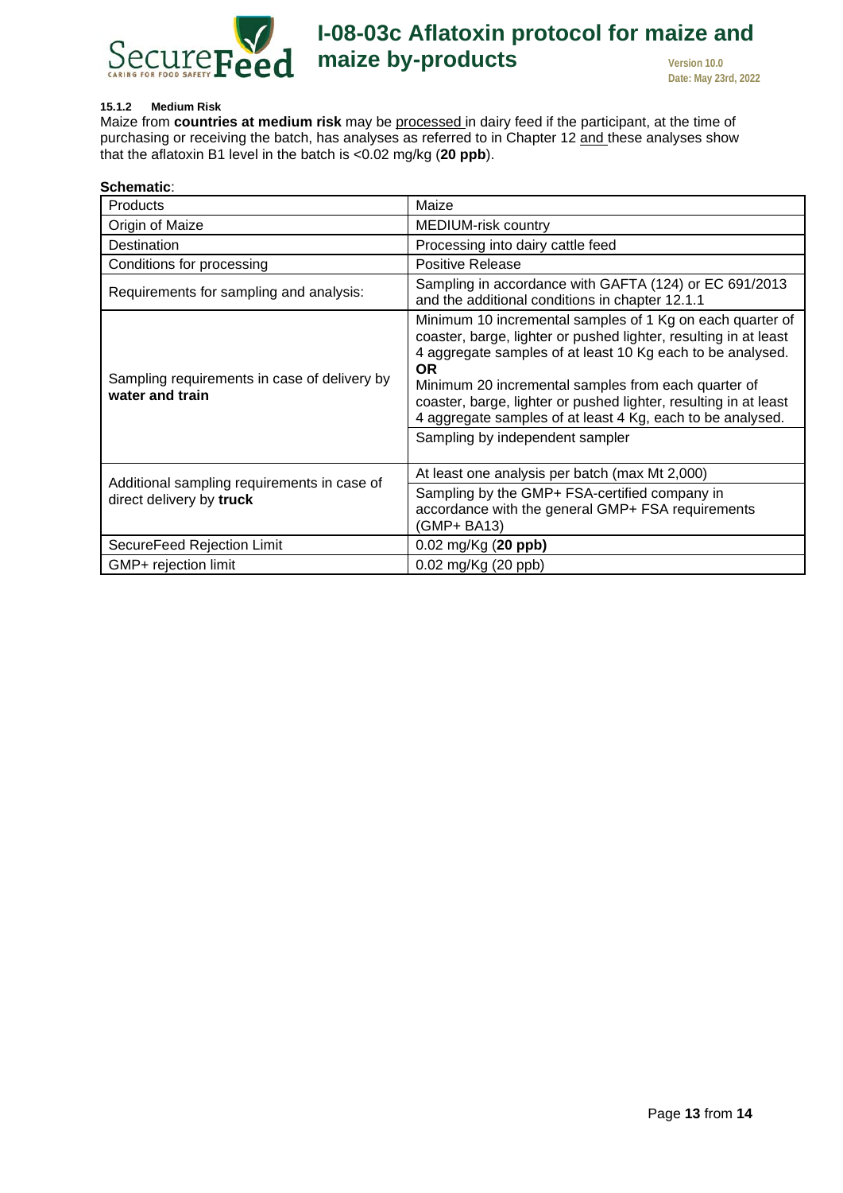#### 15.1.2 Medium Risk

Maize from **countries at medium risk** may be processed in dairy feed if the participant, at the time of purchasing or receiving the batch, has analyses as referred to in Chapter 12 and these analyses show that the aflatoxin B1 level in the batch is <0.02 mg/kg (**20 ppb**).

**Schematic**:

| Products | Maize |
|---|---|
| Origin of Maize | MEDIUM-risk country |
| Destination | Processing into dairy cattle feed |
| Conditions for processing | Positive Release |
| Requirements for sampling and analysis: | Sampling in accordance with GAFTA (124) or EC 691/2013 and the additional conditions in chapter 12.1.1 |
| Sampling requirements in case of delivery by **water and train** | Minimum 10 incremental samples of 1 Kg on each quarter of coaster, barge, lighter or pushed lighter, resulting in at least 4 aggregate samples of at least 10 Kg each to be analysed. **OR** Minimum 20 incremental samples from each quarter of coaster, barge, lighter or pushed lighter, resulting in at least 4 aggregate samples of at least 4 Kg, each to be analysed. |
| | Sampling by independent sampler |
| Additional sampling requirements in case of direct delivery by **truck** | At least one analysis per batch (max Mt 2,000) |
| | Sampling by the GMP+ FSA-certified company in accordance with the general GMP+ FSA requirements (GMP+ BA13) |
| SecureFeed Rejection Limit | 0.02 mg/Kg (**20 ppb)** |
| GMP+ rejection limit | 0.02 mg/Kg (20 ppb) |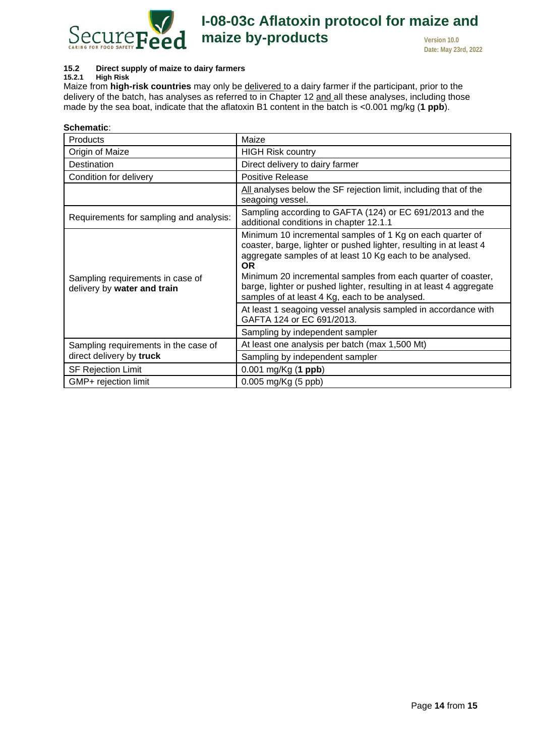## 15.2 Direct supply of maize to dairy farmers

### 15.2.1 High Risk

Maize from **high-risk countries** may only be delivered to a dairy farmer if the participant, prior to the delivery of the batch, has analyses as referred to in Chapter 12 and all these analyses, including those made by the sea boat, indicate that the aflatoxin B1 content in the batch is <0.001 mg/kg (**1 ppb**).

**Schematic**:

| Products | Maize |
|---|---|
| Origin of Maize | HIGH Risk country |
| Destination | Direct delivery to dairy farmer |
| Condition for delivery | Positive Release |
| | All analyses below the SF rejection limit, including that of the seagoing vessel. |
| Requirements for sampling and analysis: | Sampling according to GAFTA (124) or EC 691/2013 and the additional conditions in chapter 12.1.1 |
| Sampling requirements in case of delivery by **water and train** | Minimum 10 incremental samples of 1 Kg on each quarter of coaster, barge, lighter or pushed lighter, resulting in at least 4 aggregate samples of at least 10 Kg each to be analysed. **OR** Minimum 20 incremental samples from each quarter of coaster, barge, lighter or pushed lighter, resulting in at least 4 aggregate samples of at least 4 Kg, each to be analysed. |
| | At least 1 seagoing vessel analysis sampled in accordance with GAFTA 124 or EC 691/2013. |
| | Sampling by independent sampler |
| Sampling requirements in the case of direct delivery by **truck** | At least one analysis per batch (max 1,500 Mt) |
| | Sampling by independent sampler |
| SF Rejection Limit | 0.001 mg/Kg (**1 ppb**) |
| GMP+ rejection limit | 0.005 mg/Kg (5 ppb) |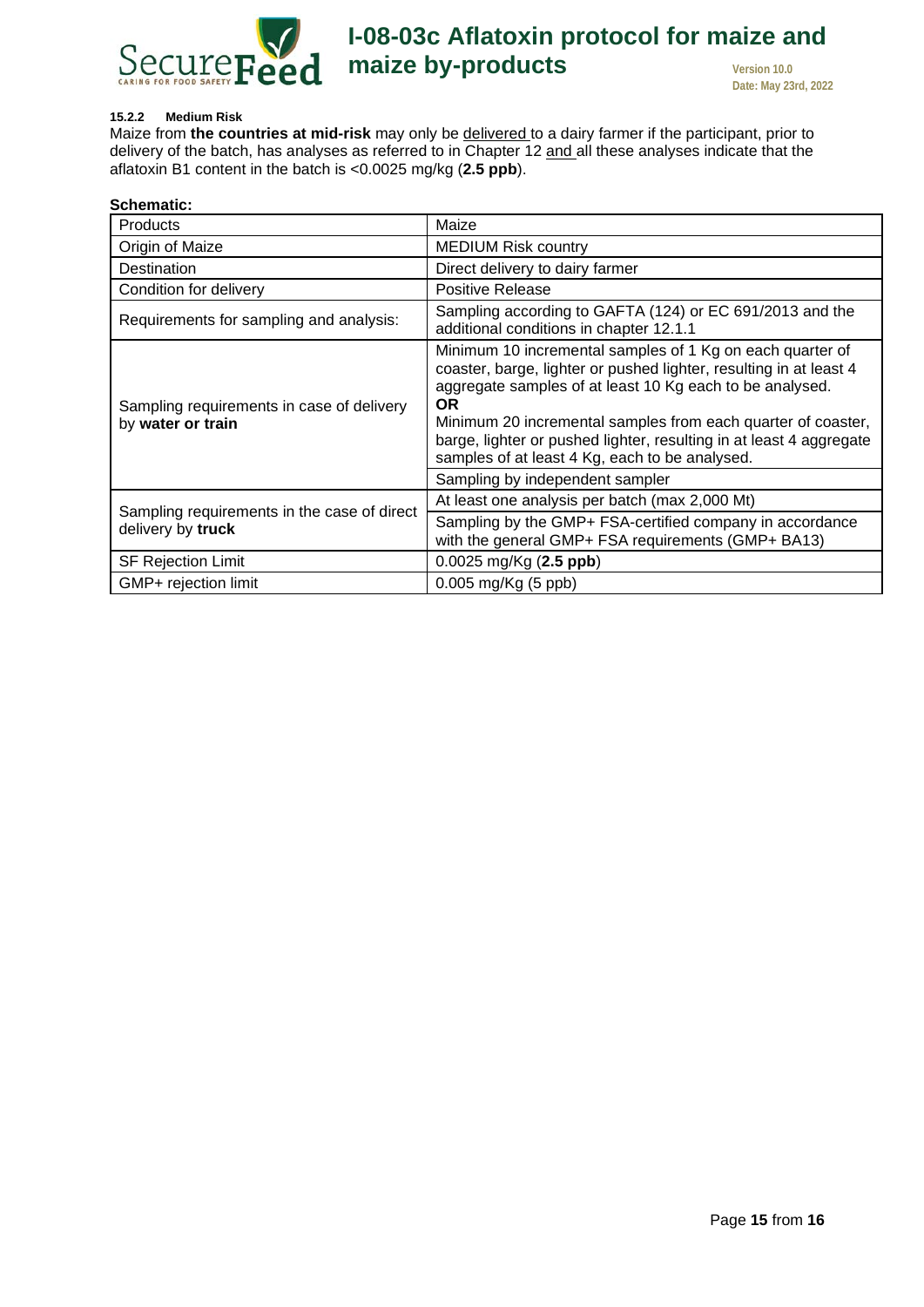#### 15.2.2 Medium Risk

Maize from **the countries at mid-risk** may only be delivered to a dairy farmer if the participant, prior to delivery of the batch, has analyses as referred to in Chapter 12 and all these analyses indicate that the aflatoxin B1 content in the batch is <0.0025 mg/kg (**2.5 ppb**).

**Schematic:**

| Products | Maize |
|---|---|
| Origin of Maize | MEDIUM Risk country |
| Destination | Direct delivery to dairy farmer |
| Condition for delivery | Positive Release |
| Requirements for sampling and analysis: | Sampling according to GAFTA (124) or EC 691/2013 and the additional conditions in chapter 12.1.1 |
| Sampling requirements in case of delivery by **water or train** | Minimum 10 incremental samples of 1 Kg on each quarter of coaster, barge, lighter or pushed lighter, resulting in at least 4 aggregate samples of at least 10 Kg each to be analysed. **OR** Minimum 20 incremental samples from each quarter of coaster, barge, lighter or pushed lighter, resulting in at least 4 aggregate samples of at least 4 Kg, each to be analysed. |
| | Sampling by independent sampler |
| Sampling requirements in the case of direct delivery by **truck** | At least one analysis per batch (max 2,000 Mt) |
| | Sampling by the GMP+ FSA-certified company in accordance with the general GMP+ FSA requirements (GMP+ BA13) |
| SF Rejection Limit | 0.0025 mg/Kg (**2.5 ppb**) |
| GMP+ rejection limit | 0.005 mg/Kg (5 ppb) |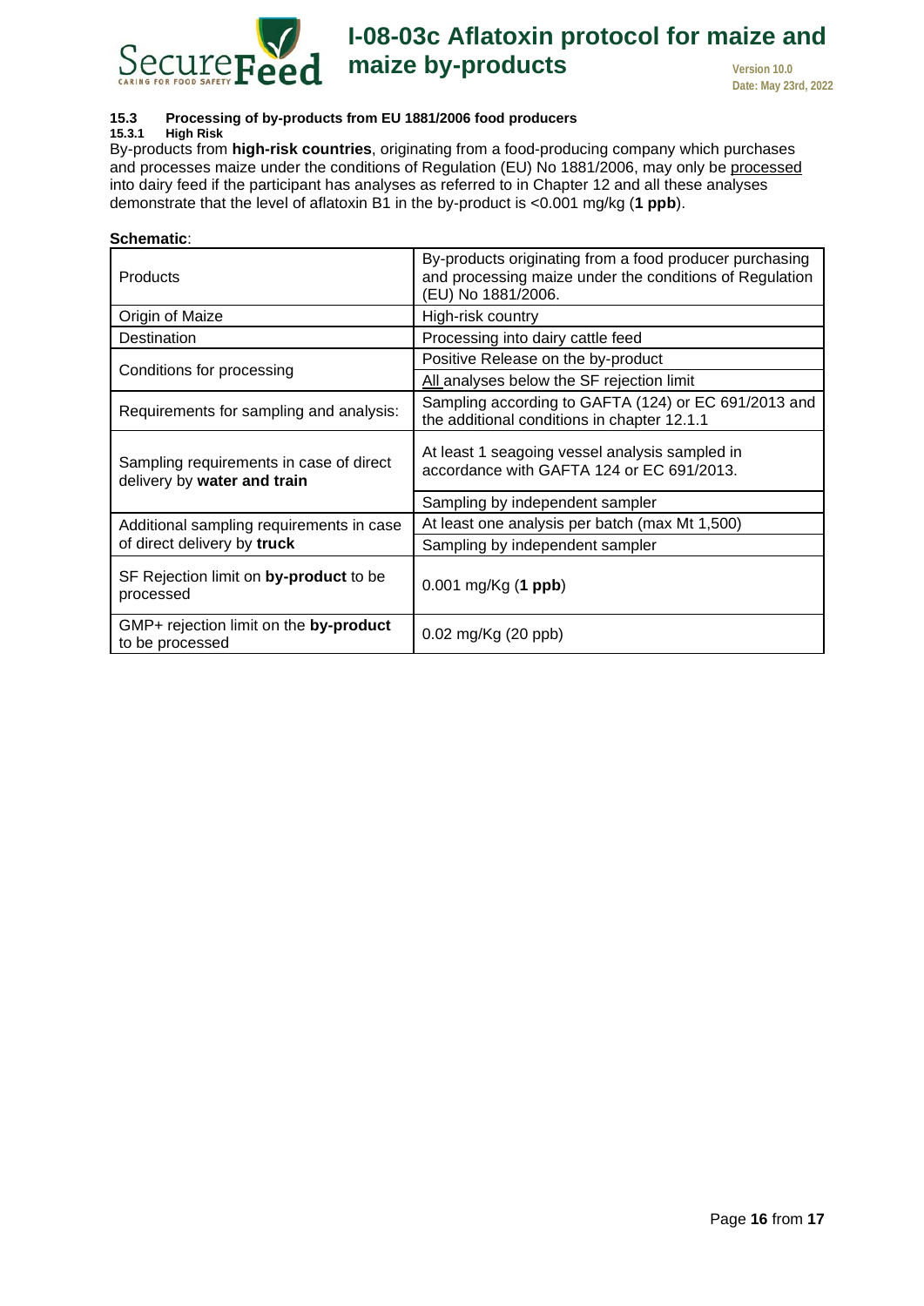### 15.3 Processing of by-products from EU 1881/2006 food producers

#### 15.3.1 High Risk

By-products from **high-risk countries**, originating from a food-producing company which purchases and processes maize under the conditions of Regulation (EU) No 1881/2006, may only be processed into dairy feed if the participant has analyses as referred to in Chapter 12 and all these analyses demonstrate that the level of aflatoxin B1 in the by-product is <0.001 mg/kg (**1 ppb**).

**Schematic**:

| | |
|---|---|
| Products | By-products originating from a food producer purchasing and processing maize under the conditions of Regulation (EU) No 1881/2006. |
| Origin of Maize | High-risk country |
| Destination | Processing into dairy cattle feed |
| Conditions for processing | Positive Release on the by-product |
| | All analyses below the SF rejection limit |
| Requirements for sampling and analysis: | Sampling according to GAFTA (124) or EC 691/2013 and the additional conditions in chapter 12.1.1 |
| Sampling requirements in case of direct delivery by **water and train** | At least 1 seagoing vessel analysis sampled in accordance with GAFTA 124 or EC 691/2013. |
| | Sampling by independent sampler |
| Additional sampling requirements in case of direct delivery by **truck** | At least one analysis per batch (max Mt 1,500) |
| | Sampling by independent sampler |
| SF Rejection limit on **by-product** to be processed | 0.001 mg/Kg (**1 ppb**) |
| GMP+ rejection limit on the **by-product** to be processed | 0.02 mg/Kg (20 ppb) |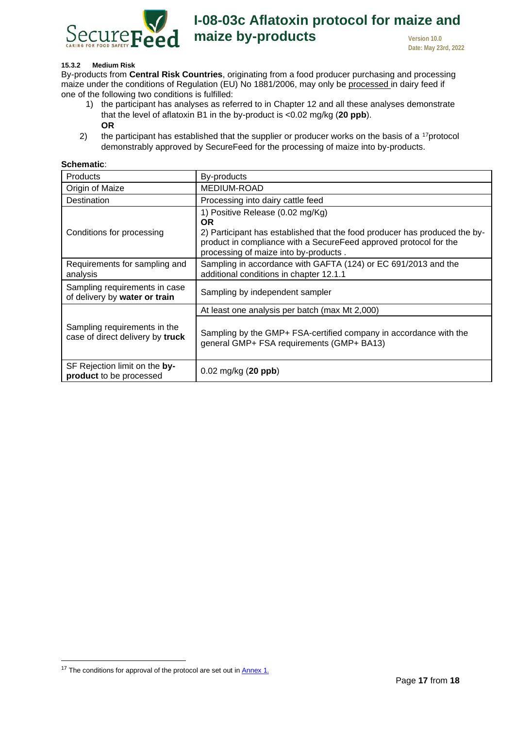#### 15.3.2 Medium Risk

By-products from **Central Risk Countries**, originating from a food producer purchasing and processing maize under the conditions of Regulation (EU) No 1881/2006, may only be processed in dairy feed if one of the following two conditions is fulfilled:

1) the participant has analyses as referred to in Chapter 12 and all these analyses demonstrate that the level of aflatoxin B1 in the by-product is <0.02 mg/kg (**20 ppb**).
   **OR**
2) the participant has established that the supplier or producer works on the basis of a [17]protocol demonstrably approved by SecureFeed for the processing of maize into by-products.

**Schematic**:

| Products | By-products |
|---|---|
| Origin of Maize | MEDIUM-ROAD |
| Destination | Processing into dairy cattle feed |
| Conditions for processing | 1) Positive Release (0.02 mg/Kg)<br>**OR**<br>2) Participant has established that the food producer has produced the by-product in compliance with a SecureFeed approved protocol for the processing of maize into by-products . |
| Requirements for sampling and analysis | Sampling in accordance with GAFTA (124) or EC 691/2013 and the additional conditions in chapter 12.1.1 |
| Sampling requirements in case of delivery by **water or train** | Sampling by independent sampler |
| Sampling requirements in the case of direct delivery by **truck** | At least one analysis per batch (max Mt 2,000) |
| | Sampling by the GMP+ FSA-certified company in accordance with the general GMP+ FSA requirements (GMP+ BA13) |
| SF Rejection limit on the **by-product** to be processed | 0.02 mg/kg (**20 ppb**) |

[17] The conditions for approval of the protocol are set out in Annex 1.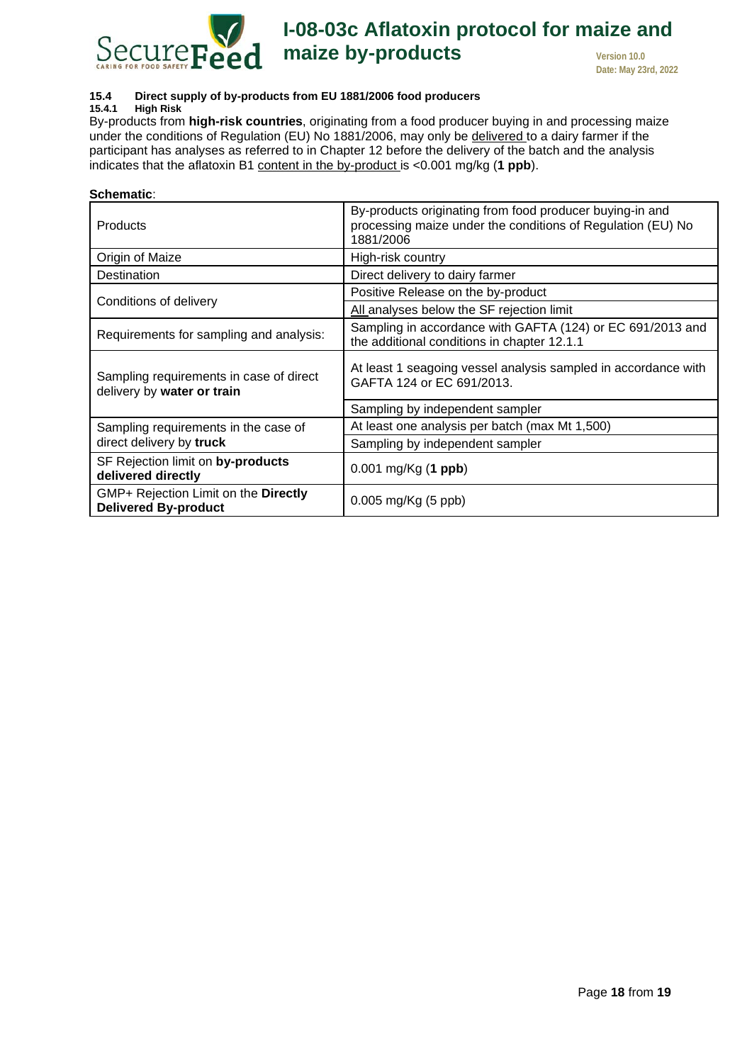### 15.4 Direct supply of by-products from EU 1881/2006 food producers

#### 15.4.1 High Risk

By-products from **high-risk countries**, originating from a food producer buying in and processing maize under the conditions of Regulation (EU) No 1881/2006, may only be delivered to a dairy farmer if the participant has analyses as referred to in Chapter 12 before the delivery of the batch and the analysis indicates that the aflatoxin B1 content in the by-product is <0.001 mg/kg (**1 ppb**).

**Schematic**:

| | |
|---|---|
| Products | By-products originating from food producer buying-in and processing maize under the conditions of Regulation (EU) No 1881/2006 |
| Origin of Maize | High-risk country |
| Destination | Direct delivery to dairy farmer |
| Conditions of delivery | Positive Release on the by-product |
| | All analyses below the SF rejection limit |
| Requirements for sampling and analysis: | Sampling in accordance with GAFTA (124) or EC 691/2013 and the additional conditions in chapter 12.1.1 |
| Sampling requirements in case of direct delivery by **water or train** | At least 1 seagoing vessel analysis sampled in accordance with GAFTA 124 or EC 691/2013. |
| | Sampling by independent sampler |
| Sampling requirements in the case of direct delivery by **truck** | At least one analysis per batch (max Mt 1,500) |
| | Sampling by independent sampler |
| SF Rejection limit on **by-products delivered directly** | 0.001 mg/Kg (**1 ppb**) |
| GMP+ Rejection Limit on the **Directly Delivered By-product** | 0.005 mg/Kg (5 ppb) |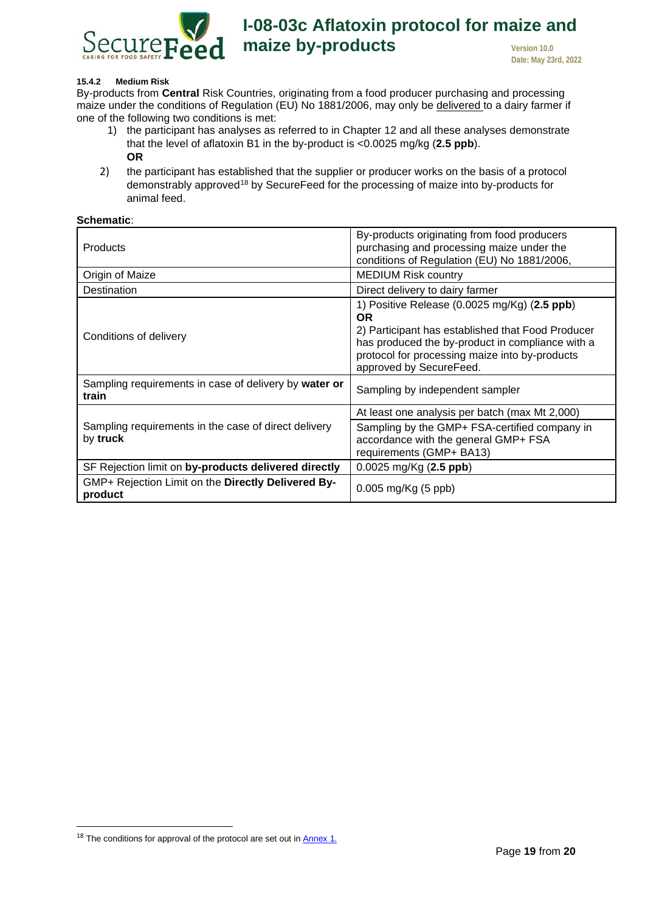#### 15.4.2 Medium Risk

By-products from **Central** Risk Countries, originating from a food producer purchasing and processing maize under the conditions of Regulation (EU) No 1881/2006, may only be delivered to a dairy farmer if one of the following two conditions is met:

1) the participant has analyses as referred to in Chapter 12 and all these analyses demonstrate that the level of aflatoxin B1 in the by-product is <0.0025 mg/kg (**2.5 ppb**).
   **OR**
2) the participant has established that the supplier or producer works on the basis of a protocol demonstrably approved[18] by SecureFeed for the processing of maize into by-products for animal feed.

**Schematic**:

| | |
|---|---|
| Products | By-products originating from food producers purchasing and processing maize under the conditions of Regulation (EU) No 1881/2006, |
| Origin of Maize | MEDIUM Risk country |
| Destination | Direct delivery to dairy farmer |
| Conditions of delivery | 1) Positive Release (0.0025 mg/Kg) (**2.5 ppb**)<br>**OR**<br>2) Participant has established that Food Producer has produced the by-product in compliance with a protocol for processing maize into by-products approved by SecureFeed. |
| Sampling requirements in case of delivery by **water or train** | Sampling by independent sampler |
| Sampling requirements in the case of direct delivery by **truck** | At least one analysis per batch (max Mt 2,000) |
| | Sampling by the GMP+ FSA-certified company in accordance with the general GMP+ FSA requirements (GMP+ BA13) |
| SF Rejection limit on **by-products delivered directly** | 0.0025 mg/Kg (**2.5 ppb**) |
| GMP+ Rejection Limit on the **Directly Delivered By-product** | 0.005 mg/Kg (5 ppb) |

[18] The conditions for approval of the protocol are set out in Annex 1.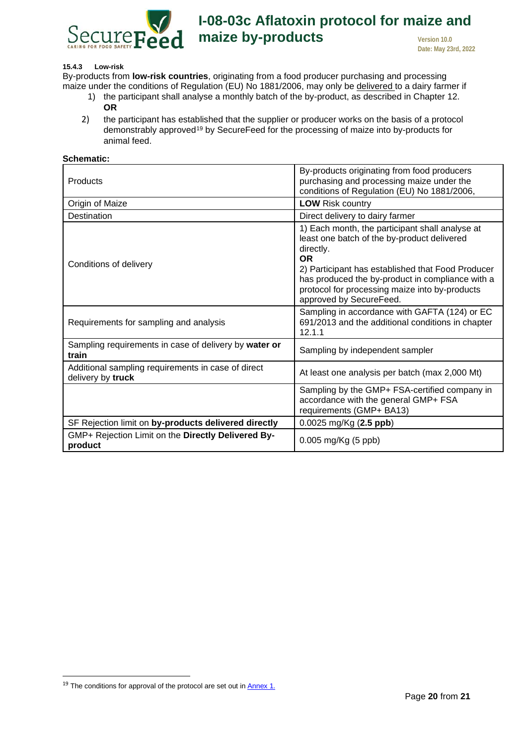#### 15.4.3 Low-risk

By-products from **low-risk countries**, originating from a food producer purchasing and processing maize under the conditions of Regulation (EU) No 1881/2006, may only be delivered to a dairy farmer if

1) the participant shall analyse a monthly batch of the by-product, as described in Chapter 12.
   **OR**
2) the participant has established that the supplier or producer works on the basis of a protocol demonstrably approved[19] by SecureFeed for the processing of maize into by-products for animal feed.

**Schematic:**

| | |
|---|---|
| Products | By-products originating from food producers purchasing and processing maize under the conditions of Regulation (EU) No 1881/2006, |
| Origin of Maize | **LOW** Risk country |
| Destination | Direct delivery to dairy farmer |
| Conditions of delivery | 1) Each month, the participant shall analyse at least one batch of the by-product delivered directly.<br>**OR**<br>2) Participant has established that Food Producer has produced the by-product in compliance with a protocol for processing maize into by-products approved by SecureFeed. |
| Requirements for sampling and analysis | Sampling in accordance with GAFTA (124) or EC 691/2013 and the additional conditions in chapter 12.1.1 |
| Sampling requirements in case of delivery by **water or train** | Sampling by independent sampler |
| Additional sampling requirements in case of direct delivery by **truck** | At least one analysis per batch (max 2,000 Mt) |
| | Sampling by the GMP+ FSA-certified company in accordance with the general GMP+ FSA requirements (GMP+ BA13) |
| SF Rejection limit on **by-products delivered directly** | 0.0025 mg/Kg (**2.5 ppb**) |
| GMP+ Rejection Limit on the **Directly Delivered By-product** | 0.005 mg/Kg (5 ppb) |

[19] The conditions for approval of the protocol are set out in Annex 1.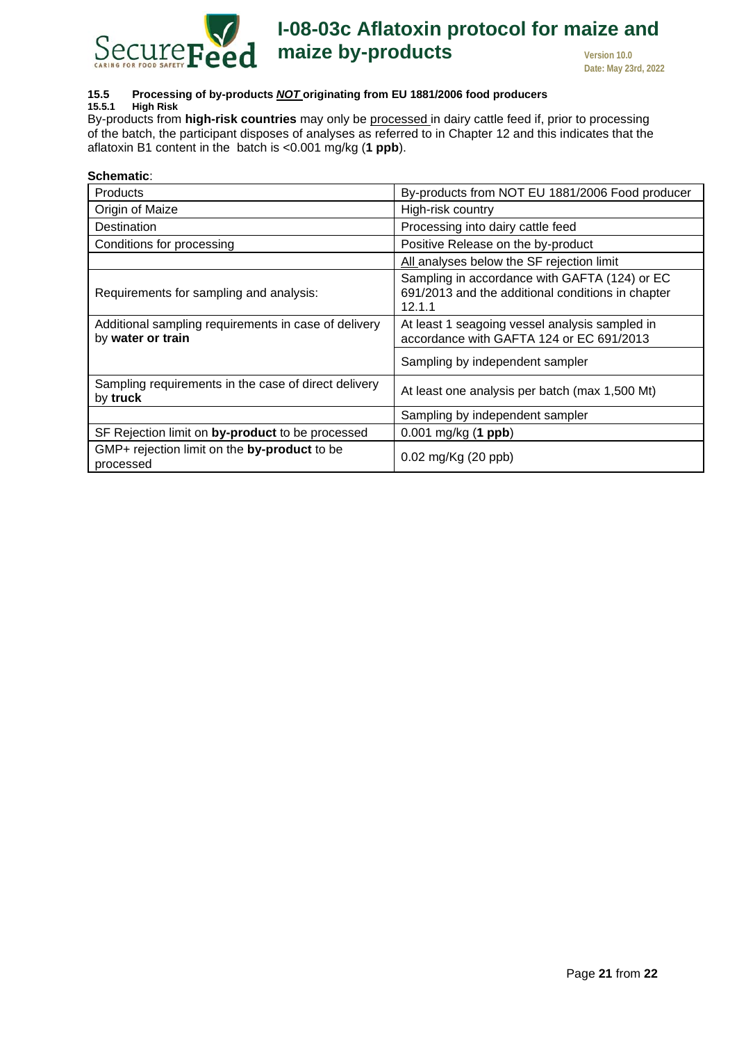### 15.5 Processing of by-products ***NOT*** originating from EU 1881/2006 food producers

#### 15.5.1 High Risk

By-products from **high-risk countries** may only be processed in dairy cattle feed if, prior to processing of the batch, the participant disposes of analyses as referred to in Chapter 12 and this indicates that the aflatoxin B1 content in the batch is <0.001 mg/kg (**1 ppb**).

**Schematic**:

| Products | By-products from NOT EU 1881/2006 Food producer |
|---|---|
| Origin of Maize | High-risk country |
| Destination | Processing into dairy cattle feed |
| Conditions for processing | Positive Release on the by-product |
| | All analyses below the SF rejection limit |
| Requirements for sampling and analysis: | Sampling in accordance with GAFTA (124) or EC 691/2013 and the additional conditions in chapter 12.1.1 |
| Additional sampling requirements in case of delivery by **water or train** | At least 1 seagoing vessel analysis sampled in accordance with GAFTA 124 or EC 691/2013 |
| | Sampling by independent sampler |
| Sampling requirements in the case of direct delivery by **truck** | At least one analysis per batch (max 1,500 Mt) |
| | Sampling by independent sampler |
| SF Rejection limit on **by-product** to be processed | 0.001 mg/kg (**1 ppb**) |
| GMP+ rejection limit on the **by-product** to be processed | 0.02 mg/Kg (20 ppb) |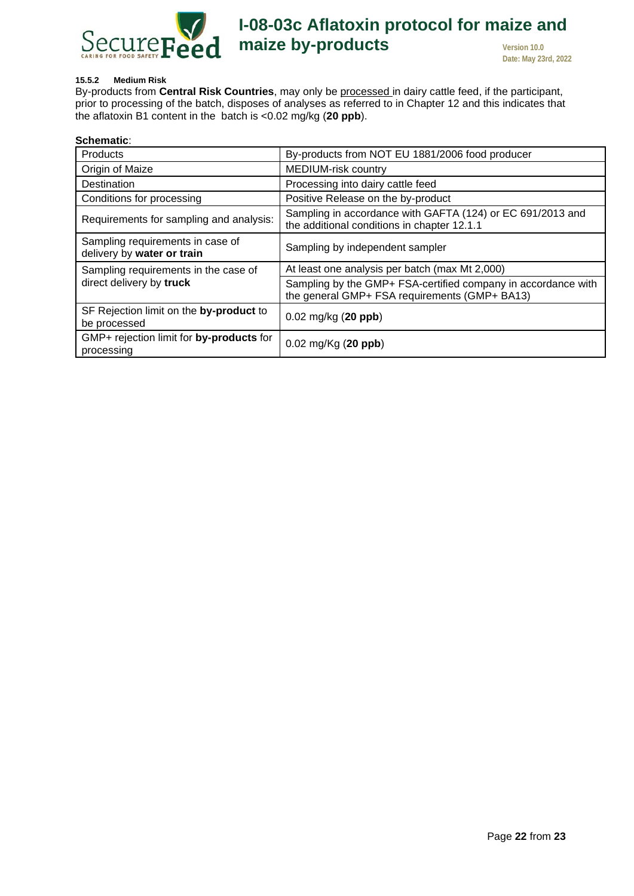#### 15.5.2 Medium Risk

By-products from **Central Risk Countries**, may only be processed in dairy cattle feed, if the participant, prior to processing of the batch, disposes of analyses as referred to in Chapter 12 and this indicates that the aflatoxin B1 content in the batch is <0.02 mg/kg (**20 ppb**).

**Schematic**:

| | |
|---|---|
| Products | By-products from NOT EU 1881/2006 food producer |
| Origin of Maize | MEDIUM-risk country |
| Destination | Processing into dairy cattle feed |
| Conditions for processing | Positive Release on the by-product |
| Requirements for sampling and analysis: | Sampling in accordance with GAFTA (124) or EC 691/2013 and the additional conditions in chapter 12.1.1 |
| Sampling requirements in case of delivery by **water or train** | Sampling by independent sampler |
| Sampling requirements in the case of direct delivery by **truck** | At least one analysis per batch (max Mt 2,000) |
| | Sampling by the GMP+ FSA-certified company in accordance with the general GMP+ FSA requirements (GMP+ BA13) |
| SF Rejection limit on the **by-product** to be processed | 0.02 mg/kg (**20 ppb**) |
| GMP+ rejection limit for **by-products** for processing | 0.02 mg/Kg (**20 ppb**) |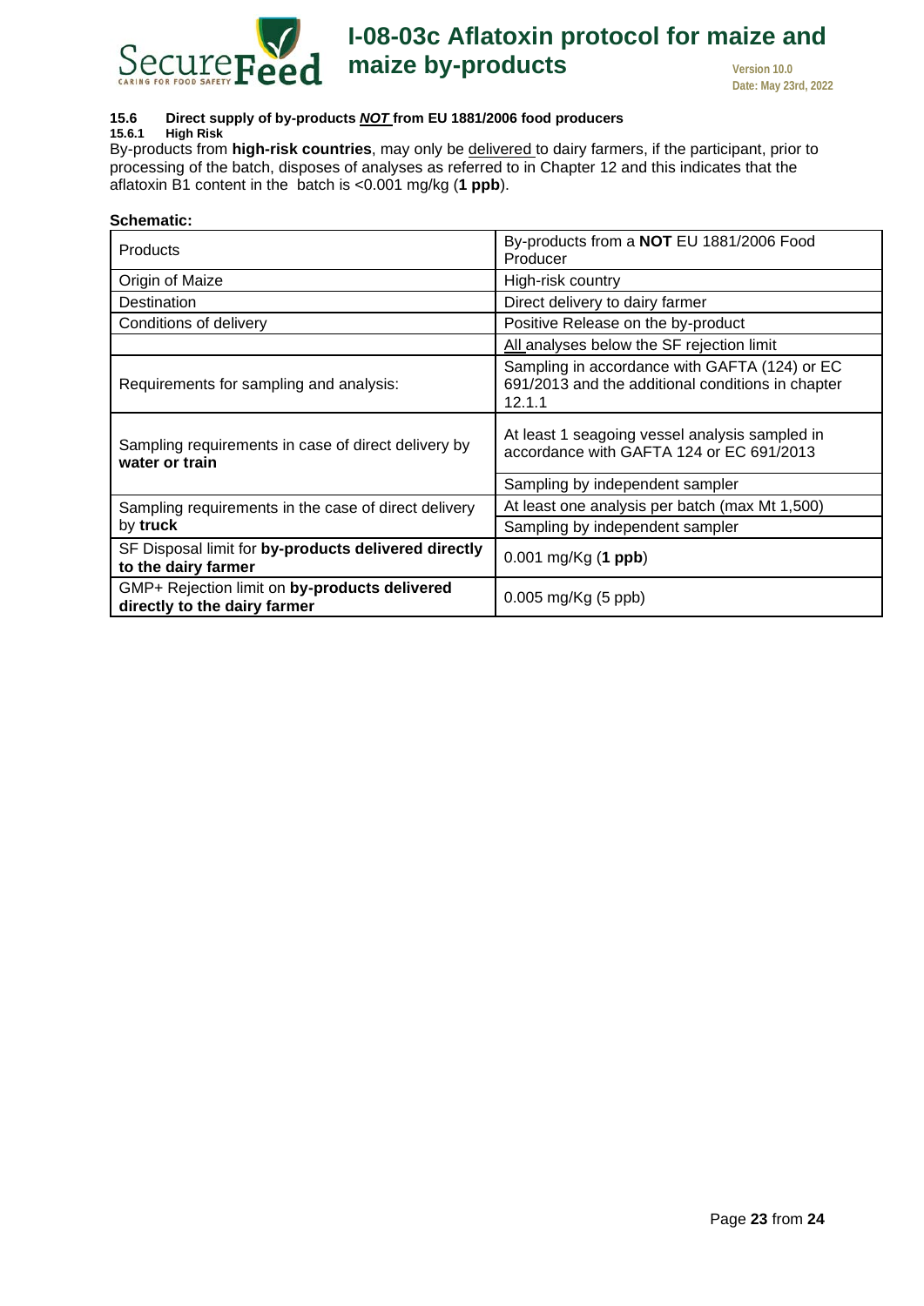### 15.6 Direct supply of by-products ***NOT*** from EU 1881/2006 food producers

#### 15.6.1 High Risk

By-products from **high-risk countries**, may only be delivered to dairy farmers, if the participant, prior to processing of the batch, disposes of analyses as referred to in Chapter 12 and this indicates that the aflatoxin B1 content in the batch is <0.001 mg/kg (**1 ppb**).

**Schematic:**

| Products | By-products from a **NOT** EU 1881/2006 Food Producer |
|---|---|
| Origin of Maize | High-risk country |
| Destination | Direct delivery to dairy farmer |
| Conditions of delivery | Positive Release on the by-product |
| | All analyses below the SF rejection limit |
| Requirements for sampling and analysis: | Sampling in accordance with GAFTA (124) or EC 691/2013 and the additional conditions in chapter 12.1.1 |
| Sampling requirements in case of direct delivery by **water or train** | At least 1 seagoing vessel analysis sampled in accordance with GAFTA 124 or EC 691/2013 |
| | Sampling by independent sampler |
| Sampling requirements in the case of direct delivery by **truck** | At least one analysis per batch (max Mt 1,500) |
| | Sampling by independent sampler |
| SF Disposal limit for **by-products delivered directly to the dairy farmer** | 0.001 mg/Kg (**1 ppb**) |
| GMP+ Rejection limit on **by-products delivered directly to the dairy farmer** | 0.005 mg/Kg (5 ppb) |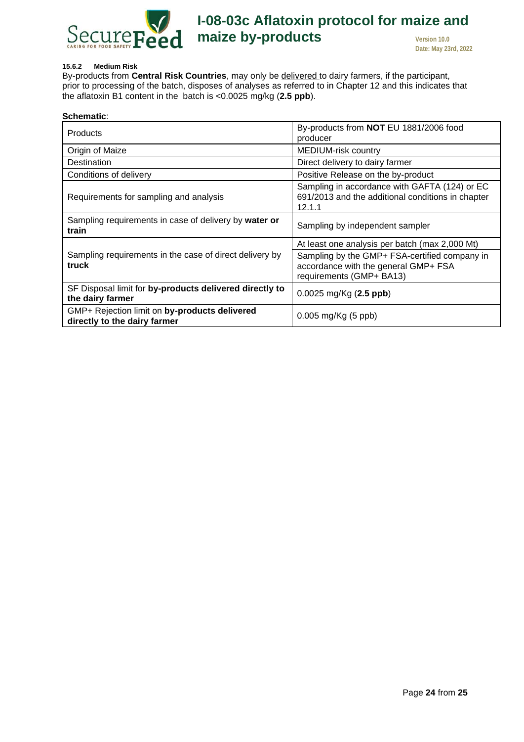#### 15.6.2 Medium Risk

By-products from **Central Risk Countries**, may only be <u>delivered</u> to dairy farmers, if the participant, prior to processing of the batch, disposes of analyses as referred to in Chapter 12 and this indicates that the aflatoxin B1 content in the batch is <0.0025 mg/kg (**2.5 ppb**).

**Schematic**:

| | |
|---|---|
| Products | By-products from **NOT** EU 1881/2006 food producer |
| Origin of Maize | MEDIUM-risk country |
| Destination | Direct delivery to dairy farmer |
| Conditions of delivery | Positive Release on the by-product |
| Requirements for sampling and analysis | Sampling in accordance with GAFTA (124) or EC 691/2013 and the additional conditions in chapter 12.1.1 |
| Sampling requirements in case of delivery by **water or train** | Sampling by independent sampler |
| Sampling requirements in the case of direct delivery by **truck** | At least one analysis per batch (max 2,000 Mt) |
| | Sampling by the GMP+ FSA-certified company in accordance with the general GMP+ FSA requirements (GMP+ BA13) |
| SF Disposal limit for **by-products delivered directly to the dairy farmer** | 0.0025 mg/Kg (**2.5 ppb**) |
| GMP+ Rejection limit on **by-products delivered directly to the dairy farmer** | 0.005 mg/Kg (5 ppb) |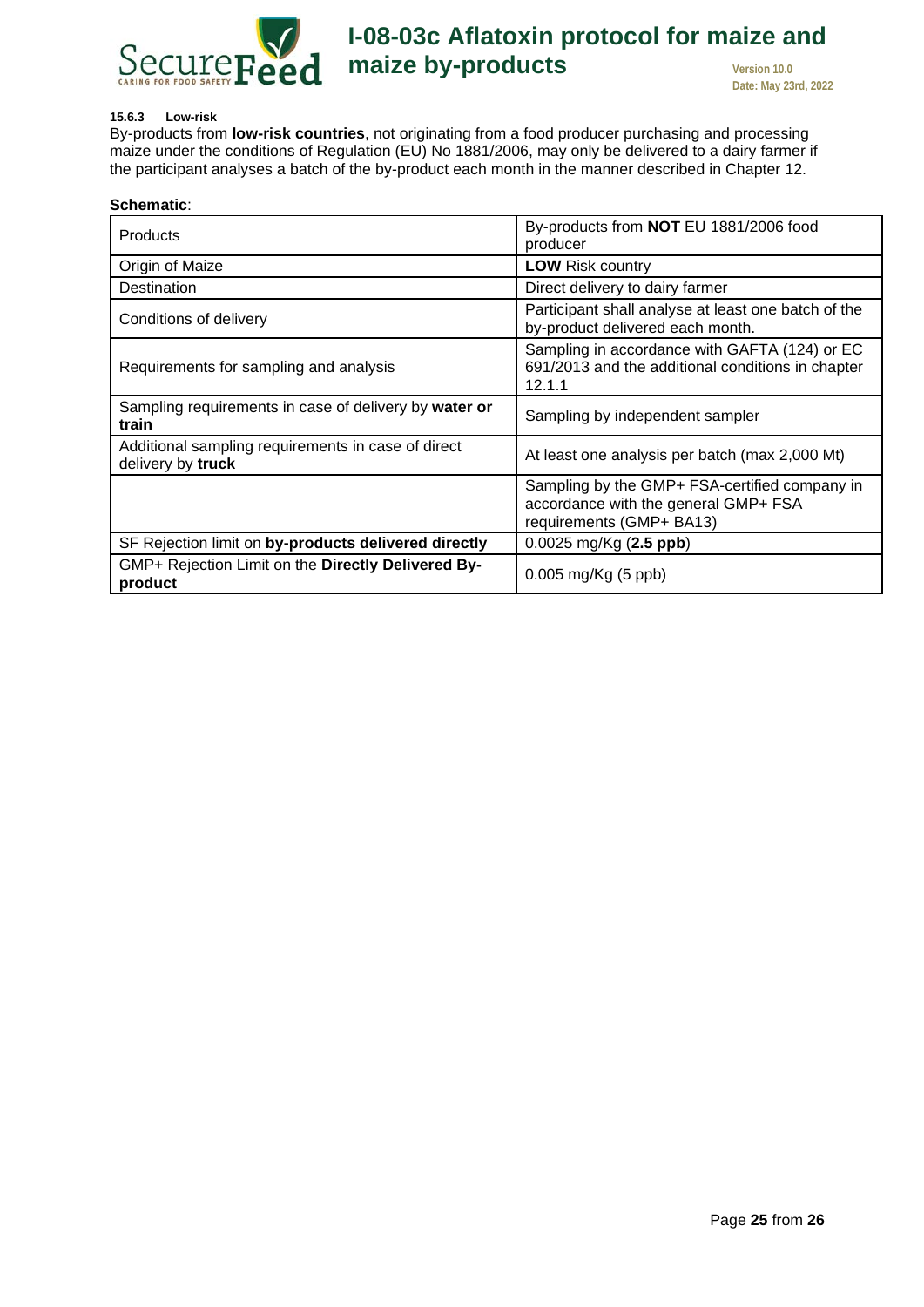#### 15.6.3 Low-risk

By-products from **low-risk countries**, not originating from a food producer purchasing and processing maize under the conditions of Regulation (EU) No 1881/2006, may only be delivered to a dairy farmer if the participant analyses a batch of the by-product each month in the manner described in Chapter 12.

**Schematic**:

| | |
|---|---|
| Products | By-products from **NOT** EU 1881/2006 food producer |
| Origin of Maize | **LOW** Risk country |
| Destination | Direct delivery to dairy farmer |
| Conditions of delivery | Participant shall analyse at least one batch of the by-product delivered each month. |
| Requirements for sampling and analysis | Sampling in accordance with GAFTA (124) or EC 691/2013 and the additional conditions in chapter 12.1.1 |
| Sampling requirements in case of delivery by **water or train** | Sampling by independent sampler |
| Additional sampling requirements in case of direct delivery by **truck** | At least one analysis per batch (max 2,000 Mt) |
| | Sampling by the GMP+ FSA-certified company in accordance with the general GMP+ FSA requirements (GMP+ BA13) |
| SF Rejection limit on **by-products delivered directly** | 0.0025 mg/Kg (**2.5 ppb**) |
| GMP+ Rejection Limit on the **Directly Delivered By-product** | 0.005 mg/Kg (5 ppb) |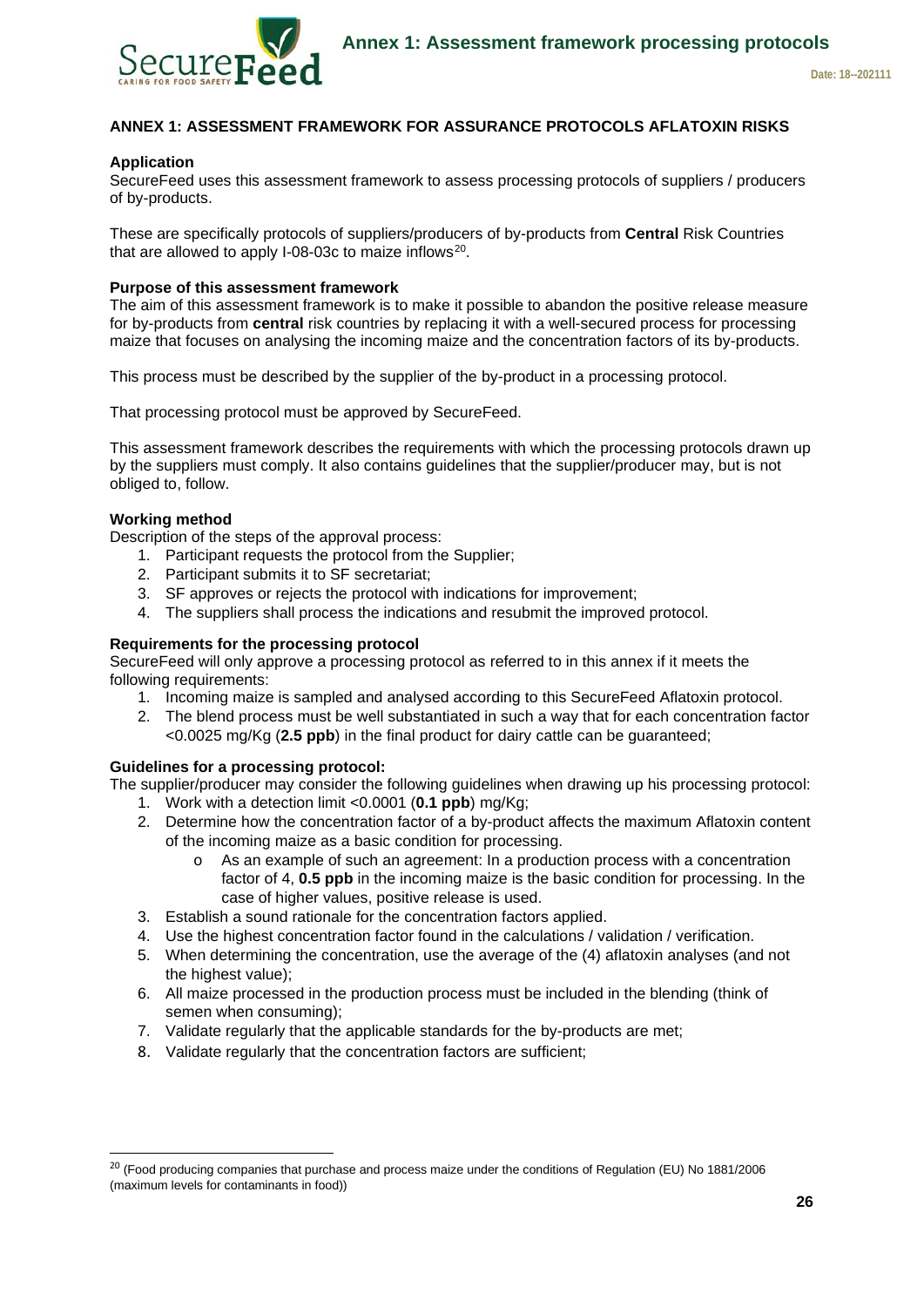## ANNEX 1: ASSESSMENT FRAMEWORK FOR ASSURANCE PROTOCOLS AFLATOXIN RISKS

**Application**

SecureFeed uses this assessment framework to assess processing protocols of suppliers / producers of by-products.

These are specifically protocols of suppliers/producers of by-products from **Central** Risk Countries that are allowed to apply I-08-03c to maize inflows[20].

**Purpose of this assessment framework**

The aim of this assessment framework is to make it possible to abandon the positive release measure for by-products from **central** risk countries by replacing it with a well-secured process for processing maize that focuses on analysing the incoming maize and the concentration factors of its by-products.

This process must be described by the supplier of the by-product in a processing protocol.

That processing protocol must be approved by SecureFeed.

This assessment framework describes the requirements with which the processing protocols drawn up by the suppliers must comply. It also contains guidelines that the supplier/producer may, but is not obliged to, follow.

**Working method**

Description of the steps of the approval process:

1. Participant requests the protocol from the Supplier;
2. Participant submits it to SF secretariat;
3. SF approves or rejects the protocol with indications for improvement;
4. The suppliers shall process the indications and resubmit the improved protocol.

**Requirements for the processing protocol**

SecureFeed will only approve a processing protocol as referred to in this annex if it meets the following requirements:

1. Incoming maize is sampled and analysed according to this SecureFeed Aflatoxin protocol.
2. The blend process must be well substantiated in such a way that for each concentration factor <0.0025 mg/Kg (**2.5 ppb**) in the final product for dairy cattle can be guaranteed;

**Guidelines for a processing protocol:**

The supplier/producer may consider the following guidelines when drawing up his processing protocol:

1. Work with a detection limit <0.0001 (**0.1 ppb**) mg/Kg;
2. Determine how the concentration factor of a by-product affects the maximum Aflatoxin content of the incoming maize as a basic condition for processing.
   - As an example of such an agreement: In a production process with a concentration factor of 4, **0.5 ppb** in the incoming maize is the basic condition for processing. In the case of higher values, positive release is used.
3. Establish a sound rationale for the concentration factors applied.
4. Use the highest concentration factor found in the calculations / validation / verification.
5. When determining the concentration, use the average of the (4) aflatoxin analyses (and not the highest value);
6. All maize processed in the production process must be included in the blending (think of semen when consuming);
7. Validate regularly that the applicable standards for the by-products are met;
8. Validate regularly that the concentration factors are sufficient;

[20] (Food producing companies that purchase and process maize under the conditions of Regulation (EU) No 1881/2006 (maximum levels for contaminants in food))